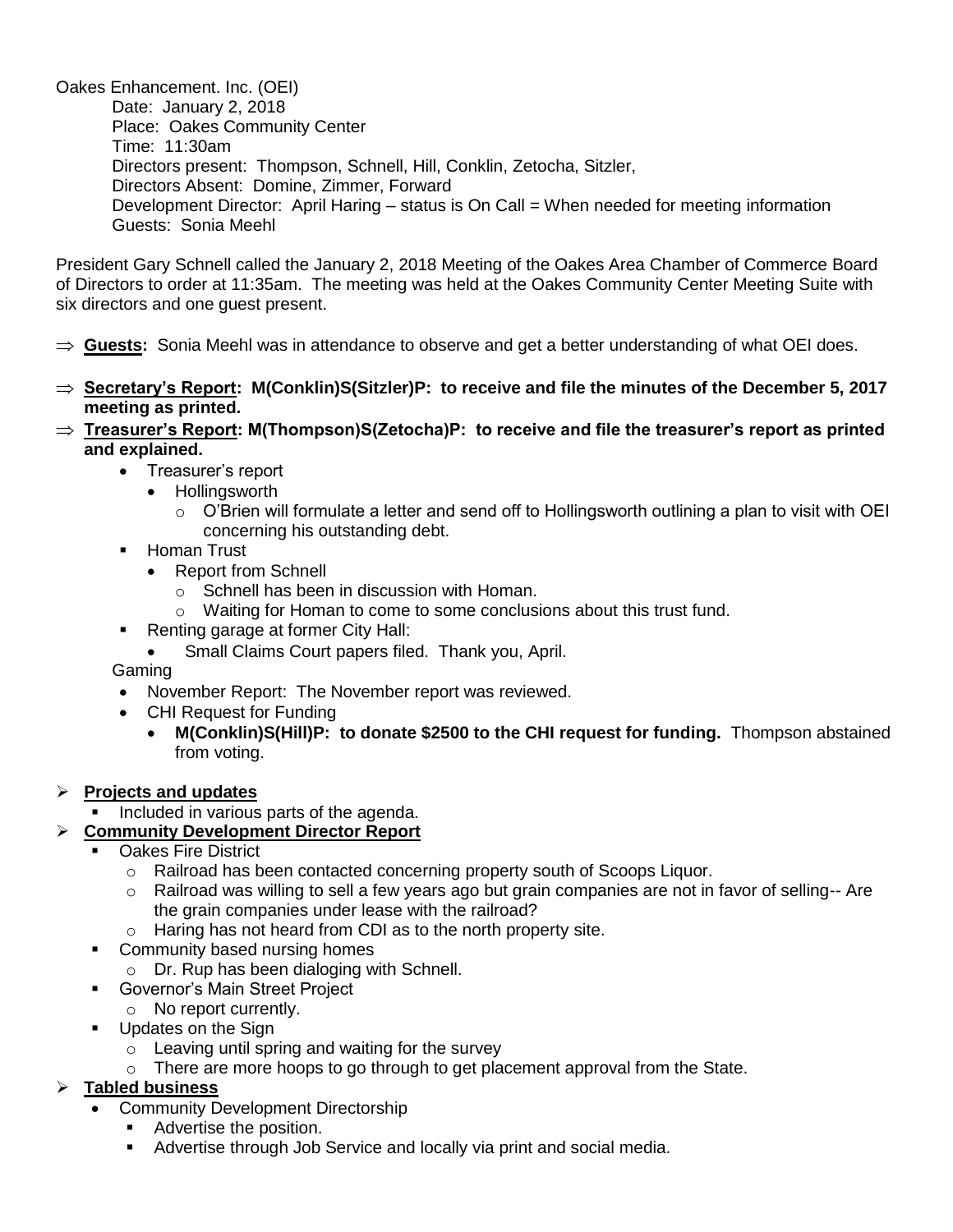Oakes Enhancement. Inc. (OEI)

Date: January 2, 2018
Place: Oakes Community Center
Time: 11:30am
Directors present: Thompson, Schnell, Hill, Conklin, Zetocha, Sitzler,
Directors Absent: Domine, Zimmer, Forward
Development Director: April Haring – status is On Call = When needed for meeting information
Guests: Sonia Meehl

President Gary Schnell called the January 2, 2018 Meeting of the Oakes Area Chamber of Commerce Board of Directors to order at 11:35am. The meeting was held at the Oakes Community Center Meeting Suite with six directors and one guest present.

- **Guests:** Sonia Meehl was in attendance to observe and get a better understanding of what OEI does.
- **Secretary's Report: M(Conklin)S(Sitzler)P: to receive and file the minutes of the December 5, 2017 meeting as printed.**
- **Treasurer's Report: M(Thompson)S(Zetocha)P: to receive and file the treasurer's report as printed and explained.**
  - Treasurer's report
    - Hollingsworth
      - O'Brien will formulate a letter and send off to Hollingsworth outlining a plan to visit with OEI concerning his outstanding debt.
  - Homan Trust
    - Report from Schnell
      - Schnell has been in discussion with Homan.
      - Waiting for Homan to come to some conclusions about this trust fund.
  - Renting garage at former City Hall:
    - Small Claims Court papers filed. Thank you, April.

  Gaming
  - November Report: The November report was reviewed.
  - CHI Request for Funding
    - **M(Conklin)S(Hill)P: to donate $2500 to the CHI request for funding.** Thompson abstained from voting.

- **Projects and updates**
  - Included in various parts of the agenda.
- **Community Development Director Report**
  - Oakes Fire District
    - Railroad has been contacted concerning property south of Scoops Liquor.
    - Railroad was willing to sell a few years ago but grain companies are not in favor of selling-- Are the grain companies under lease with the railroad?
    - Haring has not heard from CDI as to the north property site.
  - Community based nursing homes
    - Dr. Rup has been dialoging with Schnell.
  - Governor's Main Street Project
    - No report currently.
  - Updates on the Sign
    - Leaving until spring and waiting for the survey
    - There are more hoops to go through to get placement approval from the State.
- **Tabled business**
  - Community Development Directorship
    - Advertise the position.
    - Advertise through Job Service and locally via print and social media.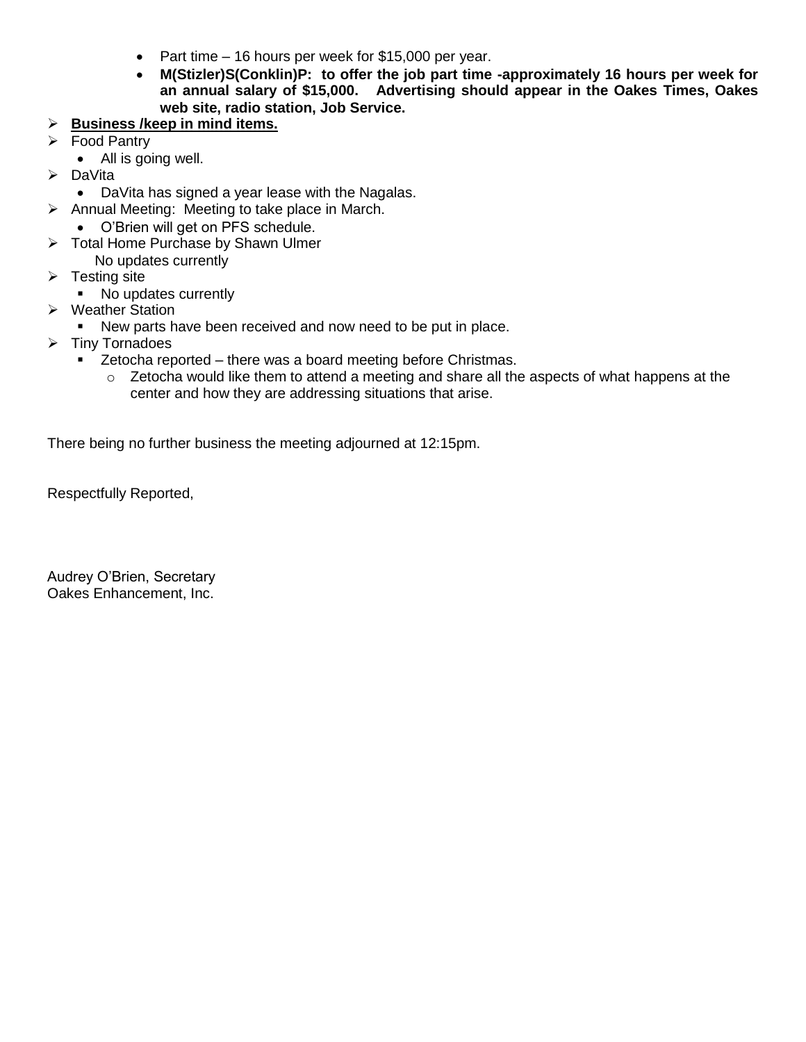- Part time – 16 hours per week for $15,000 per year.
- **M(Stizler)S(Conklin)P: to offer the job part time -approximately 16 hours per week for an annual salary of $15,000. Advertising should appear in the Oakes Times, Oakes web site, radio station, Job Service.**

- **<u>Business /keep in mind items.</u>**
- Food Pantry
  - All is going well.
- DaVita
  - DaVita has signed a year lease with the Nagalas.
- Annual Meeting: Meeting to take place in March.
  - O'Brien will get on PFS schedule.
- Total Home Purchase by Shawn Ulmer
  No updates currently
- Testing site
  - No updates currently
- Weather Station
  - New parts have been received and now need to be put in place.
- Tiny Tornadoes
  - Zetocha reported – there was a board meeting before Christmas.
    - Zetocha would like them to attend a meeting and share all the aspects of what happens at the center and how they are addressing situations that arise.

There being no further business the meeting adjourned at 12:15pm.

Respectfully Reported,

Audrey O'Brien, Secretary
Oakes Enhancement, Inc.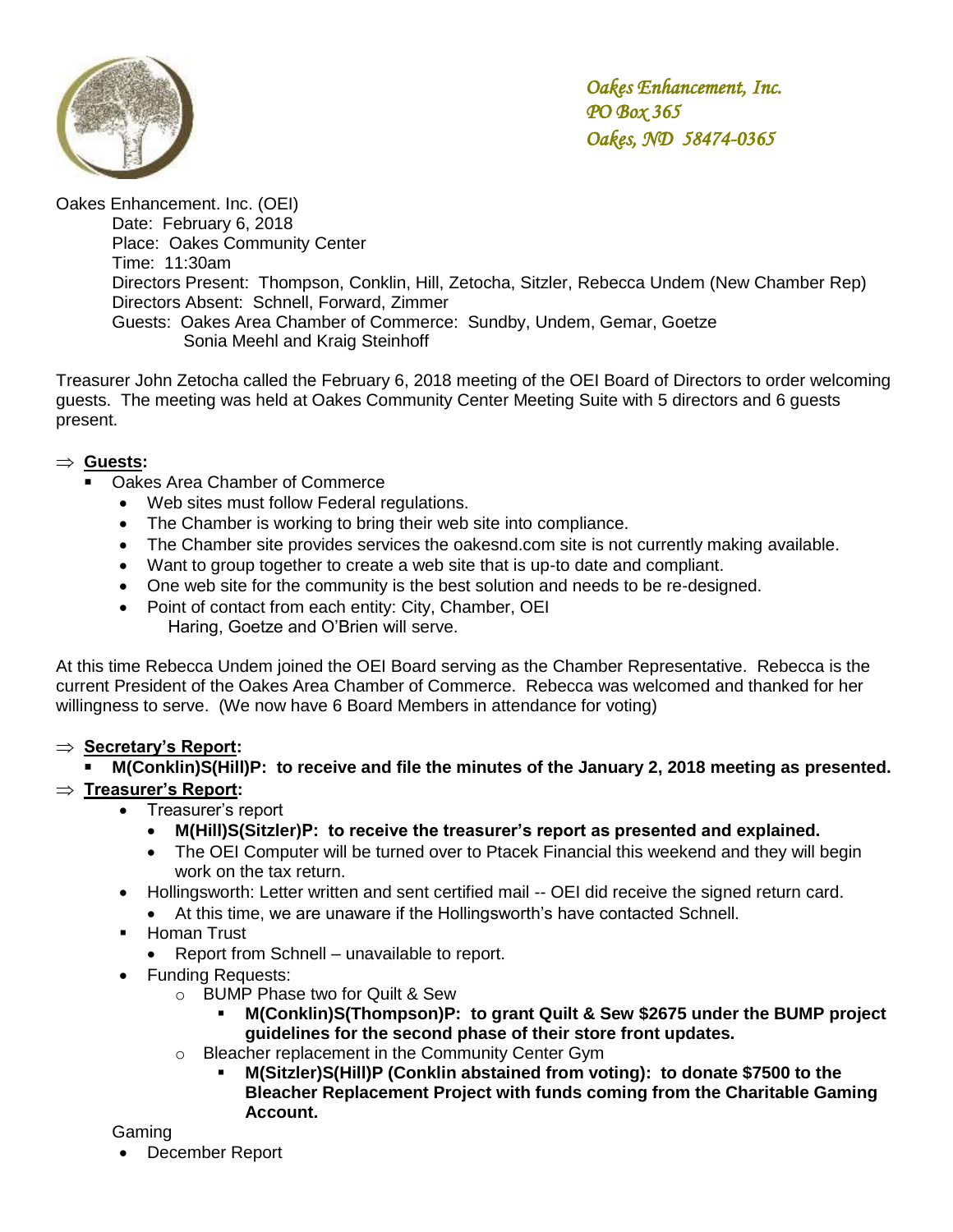*Oakes Enhancement, Inc.*
*PO Box 365*
*Oakes, ND 58474-0365*

Oakes Enhancement. Inc. (OEI)

Date: February 6, 2018
Place: Oakes Community Center
Time: 11:30am
Directors Present: Thompson, Conklin, Hill, Zetocha, Sitzler, Rebecca Undem (New Chamber Rep)
Directors Absent: Schnell, Forward, Zimmer
Guests: Oakes Area Chamber of Commerce: Sundby, Undem, Gemar, Goetze
Sonia Meehl and Kraig Steinhoff

Treasurer John Zetocha called the February 6, 2018 meeting of the OEI Board of Directors to order welcoming guests. The meeting was held at Oakes Community Center Meeting Suite with 5 directors and 6 guests present.

⇒ **Guests:**

- Oakes Area Chamber of Commerce
  - Web sites must follow Federal regulations.
  - The Chamber is working to bring their web site into compliance.
  - The Chamber site provides services the oakesnd.com site is not currently making available.
  - Want to group together to create a web site that is up-to date and compliant.
  - One web site for the community is the best solution and needs to be re-designed.
  - Point of contact from each entity: City, Chamber, OEI
    Haring, Goetze and O'Brien will serve.

At this time Rebecca Undem joined the OEI Board serving as the Chamber Representative. Rebecca is the current President of the Oakes Area Chamber of Commerce. Rebecca was welcomed and thanked for her willingness to serve. (We now have 6 Board Members in attendance for voting)

⇒ **Secretary's Report:**

- **M(Conklin)S(Hill)P: to receive and file the minutes of the January 2, 2018 meeting as presented.**

⇒ **Treasurer's Report:**

- Treasurer's report
  - **M(Hill)S(Sitzler)P: to receive the treasurer's report as presented and explained.**
  - The OEI Computer will be turned over to Ptacek Financial this weekend and they will begin work on the tax return.
- Hollingsworth: Letter written and sent certified mail -- OEI did receive the signed return card.
  - At this time, we are unaware if the Hollingsworth's have contacted Schnell.
- Homan Trust
  - Report from Schnell – unavailable to report.
- Funding Requests:
  - BUMP Phase two for Quilt & Sew
    - **M(Conklin)S(Thompson)P: to grant Quilt & Sew $2675 under the BUMP project guidelines for the second phase of their store front updates.**
  - Bleacher replacement in the Community Center Gym
    - **M(Sitzler)S(Hill)P (Conklin abstained from voting): to donate $7500 to the Bleacher Replacement Project with funds coming from the Charitable Gaming Account.**

Gaming

- December Report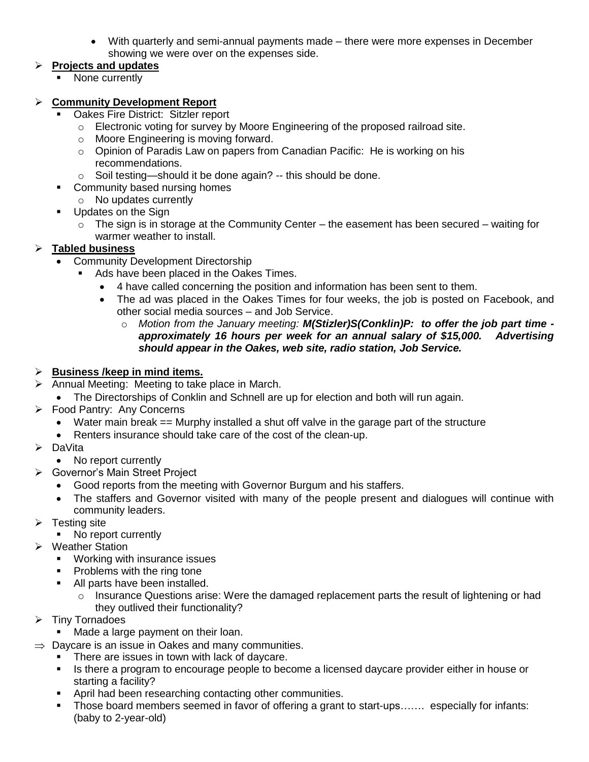- With quarterly and semi-annual payments made – there were more expenses in December showing we were over on the expenses side.

- **Projects and updates**
  - None currently

- **Community Development Report**
  - Oakes Fire District: Sitzler report
    - Electronic voting for survey by Moore Engineering of the proposed railroad site.
    - Moore Engineering is moving forward.
    - Opinion of Paradis Law on papers from Canadian Pacific: He is working on his recommendations.
    - Soil testing—should it be done again? -- this should be done.
  - Community based nursing homes
    - No updates currently
  - Updates on the Sign
    - The sign is in storage at the Community Center – the easement has been secured – waiting for warmer weather to install.

- **Tabled business**
  - Community Development Directorship
    - Ads have been placed in the Oakes Times.
      - 4 have called concerning the position and information has been sent to them.
      - The ad was placed in the Oakes Times for four weeks, the job is posted on Facebook, and other social media sources – and Job Service.
        - *Motion from the January meeting:* ***M(Stizler)S(Conklin)P: to offer the job part time - approximately 16 hours per week for an annual salary of $15,000. Advertising should appear in the Oakes, web site, radio station, Job Service.***

- **Business /keep in mind items.**
- Annual Meeting: Meeting to take place in March.
  - The Directorships of Conklin and Schnell are up for election and both will run again.
- Food Pantry: Any Concerns
  - Water main break == Murphy installed a shut off valve in the garage part of the structure
  - Renters insurance should take care of the cost of the clean-up.
- DaVita
  - No report currently
- Governor's Main Street Project
  - Good reports from the meeting with Governor Burgum and his staffers.
  - The staffers and Governor visited with many of the people present and dialogues will continue with community leaders.
- Testing site
  - No report currently
- Weather Station
  - Working with insurance issues
  - Problems with the ring tone
  - All parts have been installed.
    - Insurance Questions arise: Were the damaged replacement parts the result of lightening or had they outlived their functionality?
- Tiny Tornadoes
  - Made a large payment on their loan.
- ⇒ Daycare is an issue in Oakes and many communities.
  - There are issues in town with lack of daycare.
  - Is there a program to encourage people to become a licensed daycare provider either in house or starting a facility?
  - April had been researching contacting other communities.
  - Those board members seemed in favor of offering a grant to start-ups……. especially for infants: (baby to 2-year-old)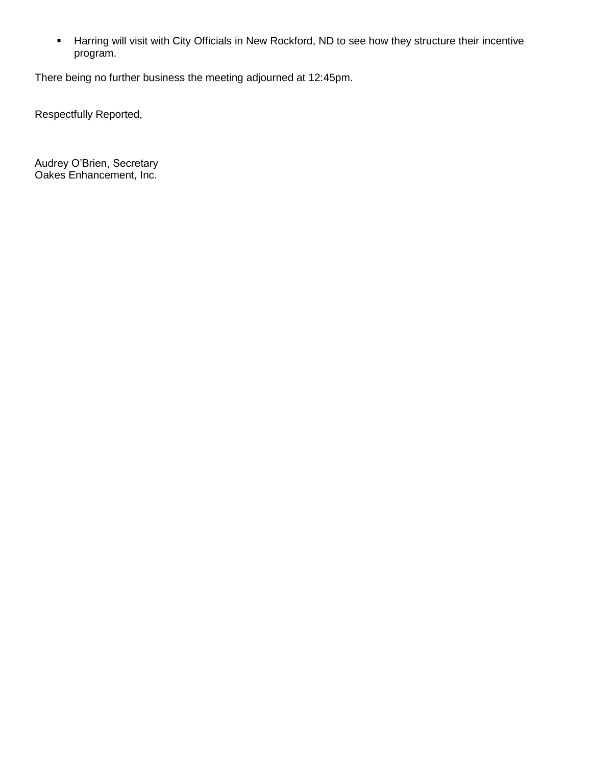- Harring will visit with City Officials in New Rockford, ND to see how they structure their incentive program.

There being no further business the meeting adjourned at 12:45pm.

Respectfully Reported,

Audrey O'Brien, Secretary
Oakes Enhancement, Inc.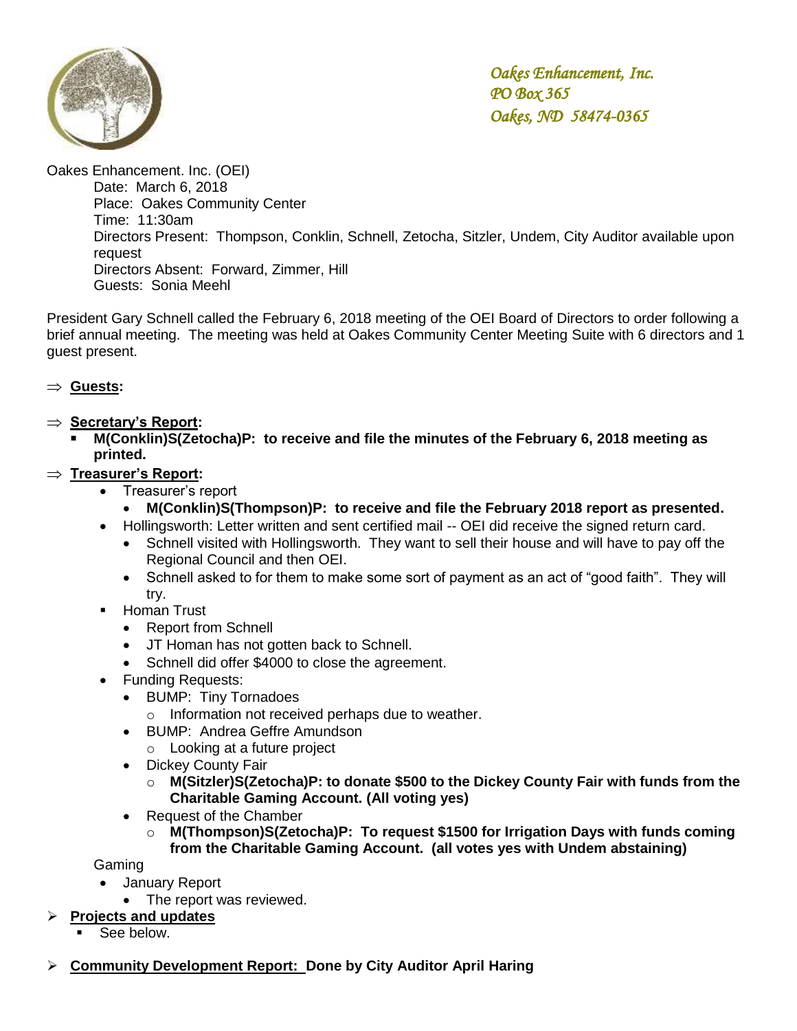*Oakes Enhancement, Inc.*
*PO Box 365*
*Oakes, ND 58474-0365*

Oakes Enhancement. Inc. (OEI)

Date: March 6, 2018
Place: Oakes Community Center
Time: 11:30am
Directors Present: Thompson, Conklin, Schnell, Zetocha, Sitzler, Undem, City Auditor available upon request
Directors Absent: Forward, Zimmer, Hill
Guests: Sonia Meehl

President Gary Schnell called the February 6, 2018 meeting of the OEI Board of Directors to order following a brief annual meeting. The meeting was held at Oakes Community Center Meeting Suite with 6 directors and 1 guest present.

⇒ **Guests:**

⇒ **Secretary's Report:**

- **M(Conklin)S(Zetocha)P: to receive and file the minutes of the February 6, 2018 meeting as printed.**

⇒ **Treasurer's Report:**

- Treasurer's report
  - **M(Conklin)S(Thompson)P: to receive and file the February 2018 report as presented.**
- Hollingsworth: Letter written and sent certified mail -- OEI did receive the signed return card.
  - Schnell visited with Hollingsworth. They want to sell their house and will have to pay off the Regional Council and then OEI.
  - Schnell asked to for them to make some sort of payment as an act of "good faith". They will try.
- Homan Trust
  - Report from Schnell
  - JT Homan has not gotten back to Schnell.
  - Schnell did offer $4000 to close the agreement.
- Funding Requests:
  - BUMP: Tiny Tornadoes
    - Information not received perhaps due to weather.
  - BUMP: Andrea Geffre Amundson
    - Looking at a future project
  - Dickey County Fair
    - **M(Sitzler)S(Zetocha)P: to donate $500 to the Dickey County Fair with funds from the Charitable Gaming Account. (All voting yes)**
  - Request of the Chamber
    - **M(Thompson)S(Zetocha)P: To request $1500 for Irrigation Days with funds coming from the Charitable Gaming Account. (all votes yes with Undem abstaining)**

Gaming

- January Report
  - The report was reviewed.

➢ **Projects and updates**

- See below.

➢ **Community Development Report: Done by City Auditor April Haring**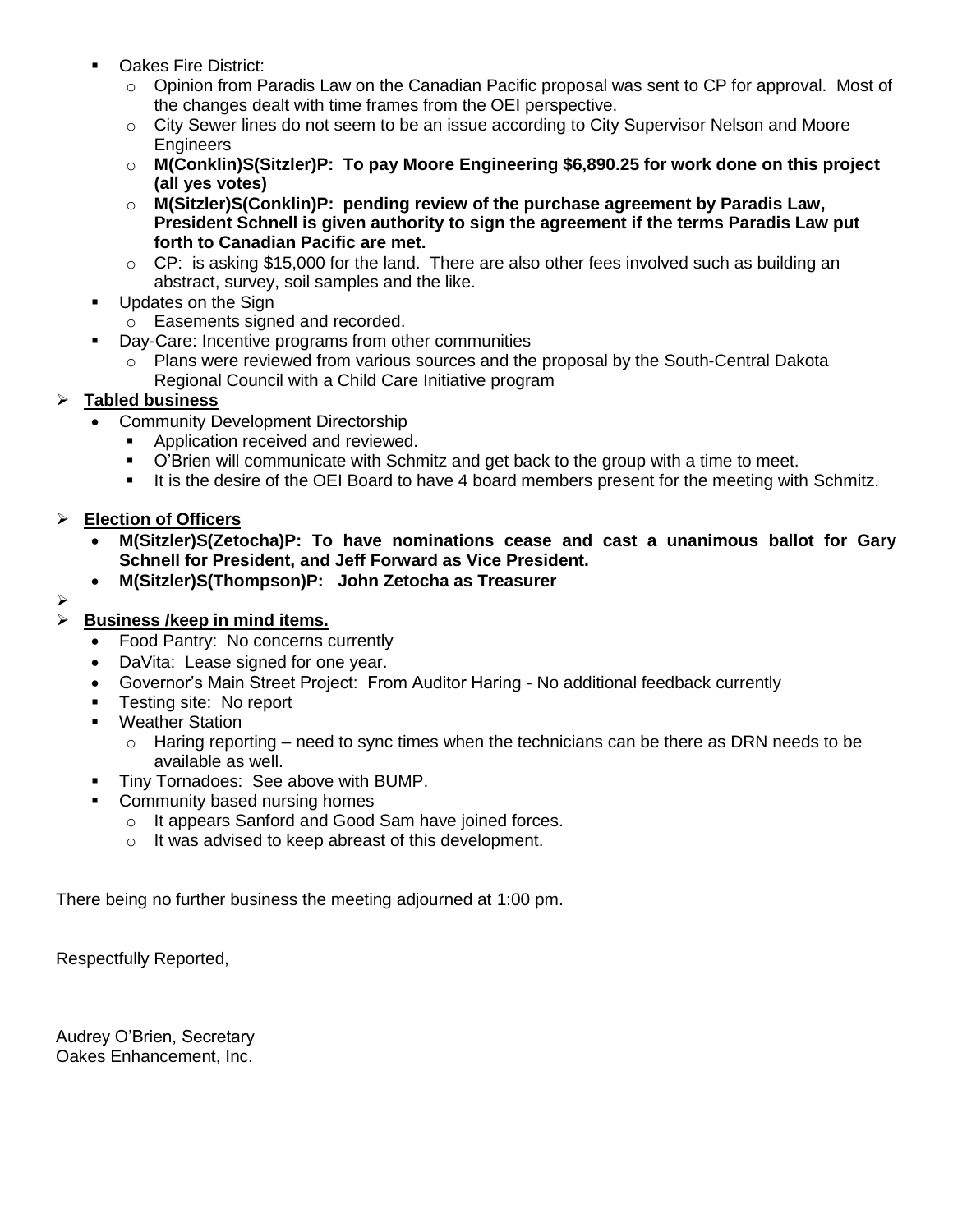- Oakes Fire District:
  - Opinion from Paradis Law on the Canadian Pacific proposal was sent to CP for approval. Most of the changes dealt with time frames from the OEI perspective.
  - City Sewer lines do not seem to be an issue according to City Supervisor Nelson and Moore Engineers
  - **M(Conklin)S(Sitzler)P: To pay Moore Engineering $6,890.25 for work done on this project (all yes votes)**
  - **M(Sitzler)S(Conklin)P: pending review of the purchase agreement by Paradis Law, President Schnell is given authority to sign the agreement if the terms Paradis Law put forth to Canadian Pacific are met.**
  - CP: is asking $15,000 for the land. There are also other fees involved such as building an abstract, survey, soil samples and the like.
- Updates on the Sign
  - Easements signed and recorded.
- Day-Care: Incentive programs from other communities
  - Plans were reviewed from various sources and the proposal by the South-Central Dakota Regional Council with a Child Care Initiative program

## **Tabled business**

- Community Development Directorship
  - Application received and reviewed.
  - O'Brien will communicate with Schmitz and get back to the group with a time to meet.
  - It is the desire of the OEI Board to have 4 board members present for the meeting with Schmitz.

## **Election of Officers**

- **M(Sitzler)S(Zetocha)P: To have nominations cease and cast a unanimous ballot for Gary Schnell for President, and Jeff Forward as Vice President.**
- **M(Sitzler)S(Thompson)P: John Zetocha as Treasurer**

## **Business /keep in mind items.**

- Food Pantry: No concerns currently
- DaVita: Lease signed for one year.
- Governor's Main Street Project: From Auditor Haring - No additional feedback currently
- Testing site: No report
- Weather Station
  - Haring reporting – need to sync times when the technicians can be there as DRN needs to be available as well.
- Tiny Tornadoes: See above with BUMP.
- Community based nursing homes
  - It appears Sanford and Good Sam have joined forces.
  - It was advised to keep abreast of this development.

There being no further business the meeting adjourned at 1:00 pm.

Respectfully Reported,

Audrey O'Brien, Secretary
Oakes Enhancement, Inc.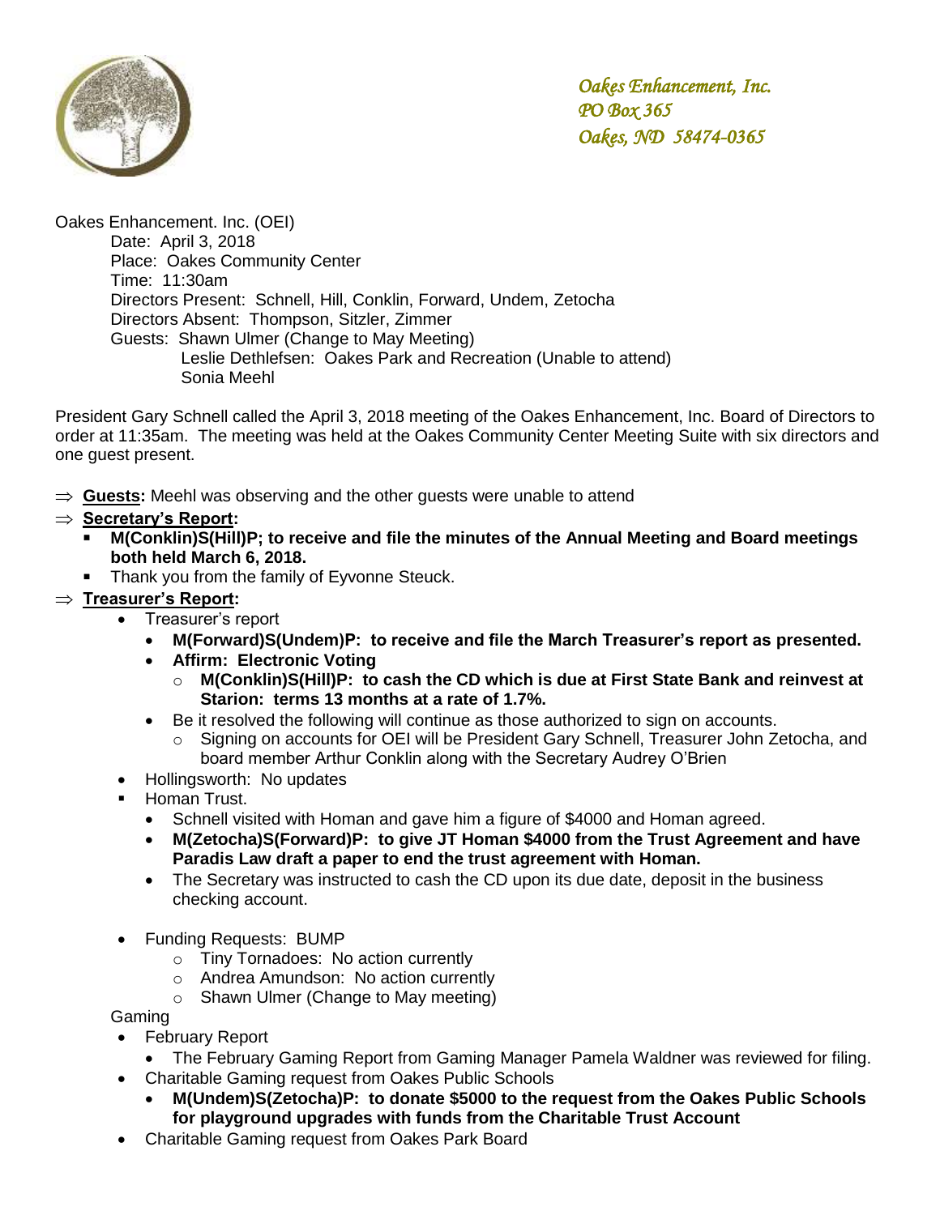*Oakes Enhancement, Inc.*
*PO Box 365*
*Oakes, ND 58474-0365*

Oakes Enhancement. Inc. (OEI)

Date: April 3, 2018
Place: Oakes Community Center
Time: 11:30am
Directors Present: Schnell, Hill, Conklin, Forward, Undem, Zetocha
Directors Absent: Thompson, Sitzler, Zimmer
Guests: Shawn Ulmer (Change to May Meeting)
Leslie Dethlefsen: Oakes Park and Recreation (Unable to attend)
Sonia Meehl

President Gary Schnell called the April 3, 2018 meeting of the Oakes Enhancement, Inc. Board of Directors to order at 11:35am. The meeting was held at the Oakes Community Center Meeting Suite with six directors and one guest present.

⇒ **Guests:** Meehl was observing and the other guests were unable to attend

⇒ **Secretary's Report:**
- **M(Conklin)S(Hill)P; to receive and file the minutes of the Annual Meeting and Board meetings both held March 6, 2018.**
- Thank you from the family of Eyvonne Steuck.

⇒ **Treasurer's Report:**
- Treasurer's report
  - **M(Forward)S(Undem)P: to receive and file the March Treasurer's report as presented.**
  - **Affirm: Electronic Voting**
    - **M(Conklin)S(Hill)P: to cash the CD which is due at First State Bank and reinvest at Starion: terms 13 months at a rate of 1.7%.**
  - Be it resolved the following will continue as those authorized to sign on accounts.
    - Signing on accounts for OEI will be President Gary Schnell, Treasurer John Zetocha, and board member Arthur Conklin along with the Secretary Audrey O'Brien
- Hollingsworth: No updates
- Homan Trust.
  - Schnell visited with Homan and gave him a figure of $4000 and Homan agreed.
  - **M(Zetocha)S(Forward)P: to give JT Homan $4000 from the Trust Agreement and have Paradis Law draft a paper to end the trust agreement with Homan.**
  - The Secretary was instructed to cash the CD upon its due date, deposit in the business checking account.
- Funding Requests: BUMP
  - Tiny Tornadoes: No action currently
  - Andrea Amundson: No action currently
  - Shawn Ulmer (Change to May meeting)

Gaming
- February Report
  - The February Gaming Report from Gaming Manager Pamela Waldner was reviewed for filing.
- Charitable Gaming request from Oakes Public Schools
  - **M(Undem)S(Zetocha)P: to donate $5000 to the request from the Oakes Public Schools for playground upgrades with funds from the Charitable Trust Account**
- Charitable Gaming request from Oakes Park Board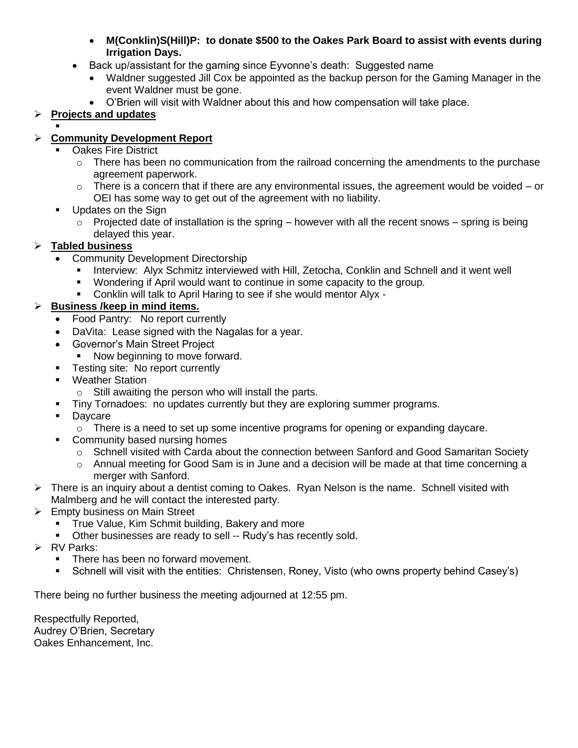- **M(Conklin)S(Hill)P: to donate $500 to the Oakes Park Board to assist with events during Irrigation Days.**
- Back up/assistant for the gaming since Eyvonne's death: Suggested name
  - Waldner suggested Jill Cox be appointed as the backup person for the Gaming Manager in the event Waldner must be gone.
  - O'Brien will visit with Waldner about this and how compensation will take place.

- **Projects and updates**
  - 

- **Community Development Report**
  - Oakes Fire District
    - There has been no communication from the railroad concerning the amendments to the purchase agreement paperwork.
    - There is a concern that if there are any environmental issues, the agreement would be voided – or OEI has some way to get out of the agreement with no liability.
  - Updates on the Sign
    - Projected date of installation is the spring – however with all the recent snows – spring is being delayed this year.

- **Tabled business**
  - Community Development Directorship
    - Interview: Alyx Schmitz interviewed with Hill, Zetocha, Conklin and Schnell and it went well
    - Wondering if April would want to continue in some capacity to the group.
    - Conklin will talk to April Haring to see if she would mentor Alyx -

- **Business /keep in mind items.**
  - Food Pantry: No report currently
  - DaVita: Lease signed with the Nagalas for a year.
  - Governor's Main Street Project
    - Now beginning to move forward.
  - Testing site: No report currently
  - Weather Station
    - Still awaiting the person who will install the parts.
  - Tiny Tornadoes: no updates currently but they are exploring summer programs.
  - Daycare
    - There is a need to set up some incentive programs for opening or expanding daycare.
  - Community based nursing homes
    - Schnell visited with Carda about the connection between Sanford and Good Samaritan Society
    - Annual meeting for Good Sam is in June and a decision will be made at that time concerning a merger with Sanford.
- There is an inquiry about a dentist coming to Oakes. Ryan Nelson is the name. Schnell visited with Malmberg and he will contact the interested party.
- Empty business on Main Street
  - True Value, Kim Schmit building, Bakery and more
  - Other businesses are ready to sell -- Rudy's has recently sold.
- RV Parks:
  - There has been no forward movement.
  - Schnell will visit with the entities: Christensen, Roney, Visto (who owns property behind Casey's)

There being no further business the meeting adjourned at 12:55 pm.

Respectfully Reported,
Audrey O'Brien, Secretary
Oakes Enhancement, Inc.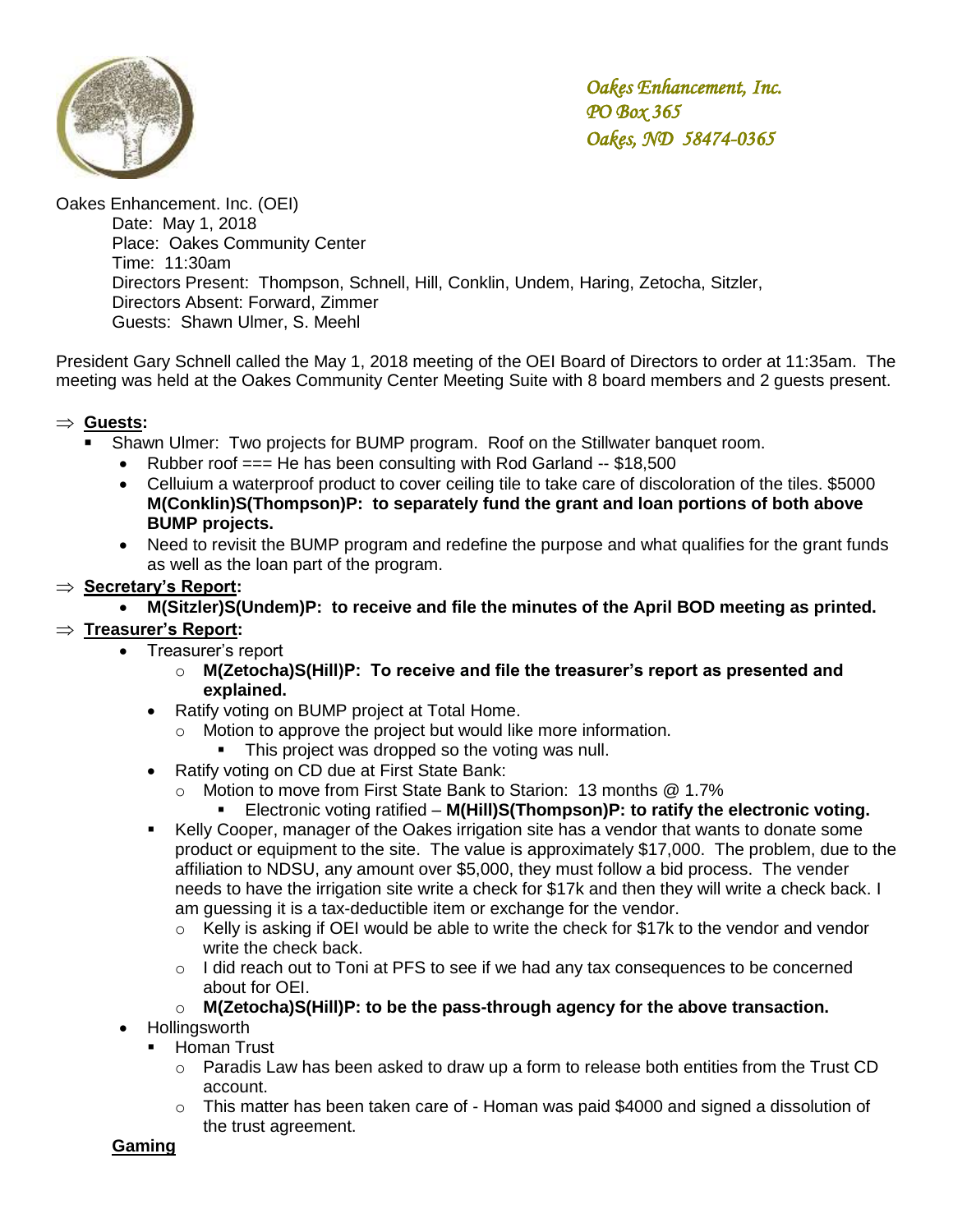*Oakes Enhancement, Inc.*
*PO Box 365*
*Oakes, ND 58474-0365*

Oakes Enhancement. Inc. (OEI)

Date: May 1, 2018
Place: Oakes Community Center
Time: 11:30am
Directors Present: Thompson, Schnell, Hill, Conklin, Undem, Haring, Zetocha, Sitzler,
Directors Absent: Forward, Zimmer
Guests: Shawn Ulmer, S. Meehl

President Gary Schnell called the May 1, 2018 meeting of the OEI Board of Directors to order at 11:35am. The meeting was held at the Oakes Community Center Meeting Suite with 8 board members and 2 guests present.

⇒ **Guests:**
- Shawn Ulmer: Two projects for BUMP program. Roof on the Stillwater banquet room.
  - Rubber roof === He has been consulting with Rod Garland -- $18,500
  - Celluium a waterproof product to cover ceiling tile to take care of discoloration of the tiles. $5000 **M(Conklin)S(Thompson)P: to separately fund the grant and loan portions of both above BUMP projects.**
  - Need to revisit the BUMP program and redefine the purpose and what qualifies for the grant funds as well as the loan part of the program.

⇒ **Secretary's Report:**
- **M(Sitzler)S(Undem)P: to receive and file the minutes of the April BOD meeting as printed.**

⇒ **Treasurer's Report:**
- Treasurer's report
  - **M(Zetocha)S(Hill)P: To receive and file the treasurer's report as presented and explained.**
- Ratify voting on BUMP project at Total Home.
  - Motion to approve the project but would like more information.
    - This project was dropped so the voting was null.
- Ratify voting on CD due at First State Bank:
  - Motion to move from First State Bank to Starion: 13 months @ 1.7%
    - Electronic voting ratified – **M(Hill)S(Thompson)P: to ratify the electronic voting.**
- Kelly Cooper, manager of the Oakes irrigation site has a vendor that wants to donate some product or equipment to the site. The value is approximately $17,000. The problem, due to the affiliation to NDSU, any amount over $5,000, they must follow a bid process. The vender needs to have the irrigation site write a check for $17k and then they will write a check back. I am guessing it is a tax-deductible item or exchange for the vendor.
  - Kelly is asking if OEI would be able to write the check for $17k to the vendor and vendor write the check back.
  - I did reach out to Toni at PFS to see if we had any tax consequences to be concerned about for OEI.
  - **M(Zetocha)S(Hill)P: to be the pass-through agency for the above transaction.**
- Hollingsworth
  - Homan Trust
    - Paradis Law has been asked to draw up a form to release both entities from the Trust CD account.
    - This matter has been taken care of - Homan was paid $4000 and signed a dissolution of the trust agreement.

**Gaming**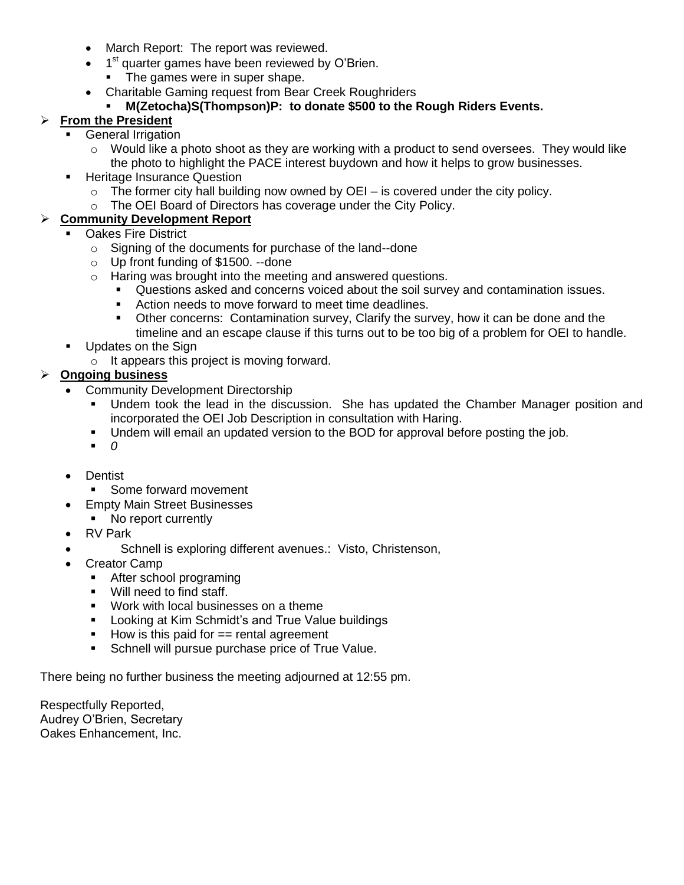- March Report: The report was reviewed.
- 1st quarter games have been reviewed by O'Brien.
  - The games were in super shape.
- Charitable Gaming request from Bear Creek Roughriders
  - **M(Zetocha)S(Thompson)P: to donate $500 to the Rough Riders Events.**

- **<u>From the President</u>**
  - General Irrigation
    - Would like a photo shoot as they are working with a product to send oversees. They would like the photo to highlight the PACE interest buydown and how it helps to grow businesses.
  - Heritage Insurance Question
    - The former city hall building now owned by OEI – is covered under the city policy.
    - The OEI Board of Directors has coverage under the City Policy.
- **<u>Community Development Report</u>**
  - Oakes Fire District
    - Signing of the documents for purchase of the land--done
    - Up front funding of $1500. --done
    - Haring was brought into the meeting and answered questions.
      - Questions asked and concerns voiced about the soil survey and contamination issues.
      - Action needs to move forward to meet time deadlines.
      - Other concerns: Contamination survey, Clarify the survey, how it can be done and the timeline and an escape clause if this turns out to be too big of a problem for OEI to handle.
  - Updates on the Sign
    - It appears this project is moving forward.
- **<u>Ongoing business</u>**
  - Community Development Directorship
    - Undem took the lead in the discussion. She has updated the Chamber Manager position and incorporated the OEI Job Description in consultation with Haring.
    - Undem will email an updated version to the BOD for approval before posting the job.
    - *0*
  - Dentist
    - Some forward movement
  - Empty Main Street Businesses
    - No report currently
  - RV Park
  - Schnell is exploring different avenues.: Visto, Christenson,
  - Creator Camp
    - After school programing
    - Will need to find staff.
    - Work with local businesses on a theme
    - Looking at Kim Schmidt's and True Value buildings
    - How is this paid for == rental agreement
    - Schnell will pursue purchase price of True Value.

There being no further business the meeting adjourned at 12:55 pm.

Respectfully Reported,
Audrey O'Brien, Secretary
Oakes Enhancement, Inc.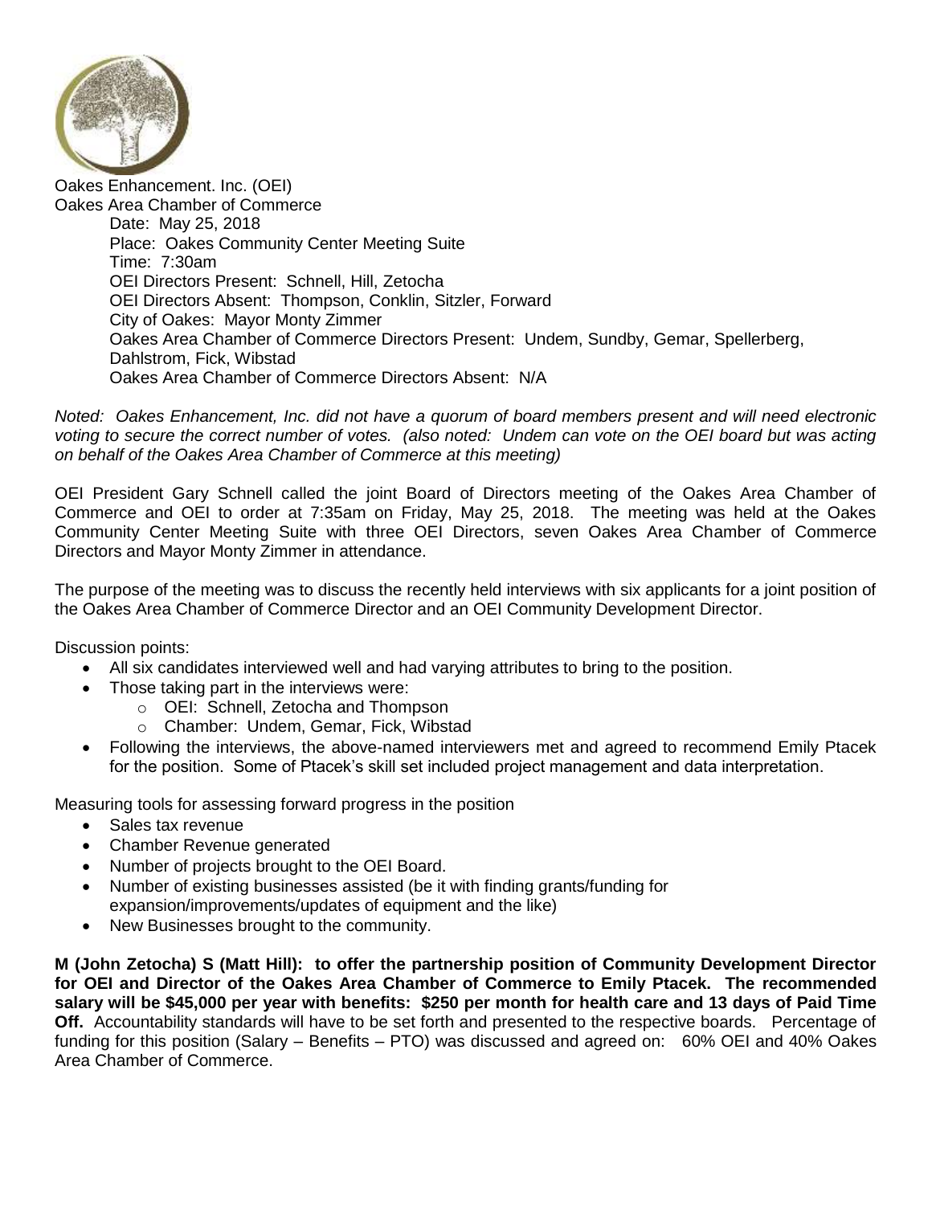Oakes Enhancement. Inc. (OEI)
Oakes Area Chamber of Commerce

Date: May 25, 2018
Place: Oakes Community Center Meeting Suite
Time: 7:30am
OEI Directors Present: Schnell, Hill, Zetocha
OEI Directors Absent: Thompson, Conklin, Sitzler, Forward
City of Oakes: Mayor Monty Zimmer
Oakes Area Chamber of Commerce Directors Present: Undem, Sundby, Gemar, Spellerberg, Dahlstrom, Fick, Wibstad
Oakes Area Chamber of Commerce Directors Absent: N/A

*Noted: Oakes Enhancement, Inc. did not have a quorum of board members present and will need electronic voting to secure the correct number of votes. (also noted: Undem can vote on the OEI board but was acting on behalf of the Oakes Area Chamber of Commerce at this meeting)*

OEI President Gary Schnell called the joint Board of Directors meeting of the Oakes Area Chamber of Commerce and OEI to order at 7:35am on Friday, May 25, 2018. The meeting was held at the Oakes Community Center Meeting Suite with three OEI Directors, seven Oakes Area Chamber of Commerce Directors and Mayor Monty Zimmer in attendance.

The purpose of the meeting was to discuss the recently held interviews with six applicants for a joint position of the Oakes Area Chamber of Commerce Director and an OEI Community Development Director.

Discussion points:

- All six candidates interviewed well and had varying attributes to bring to the position.
- Those taking part in the interviews were:
  - OEI: Schnell, Zetocha and Thompson
  - Chamber: Undem, Gemar, Fick, Wibstad
- Following the interviews, the above-named interviewers met and agreed to recommend Emily Ptacek for the position. Some of Ptacek's skill set included project management and data interpretation.

Measuring tools for assessing forward progress in the position

- Sales tax revenue
- Chamber Revenue generated
- Number of projects brought to the OEI Board.
- Number of existing businesses assisted (be it with finding grants/funding for expansion/improvements/updates of equipment and the like)
- New Businesses brought to the community.

**M (John Zetocha) S (Matt Hill): to offer the partnership position of Community Development Director for OEI and Director of the Oakes Area Chamber of Commerce to Emily Ptacek. The recommended salary will be $45,000 per year with benefits: $250 per month for health care and 13 days of Paid Time Off.** Accountability standards will have to be set forth and presented to the respective boards. Percentage of funding for this position (Salary – Benefits – PTO) was discussed and agreed on: 60% OEI and 40% Oakes Area Chamber of Commerce.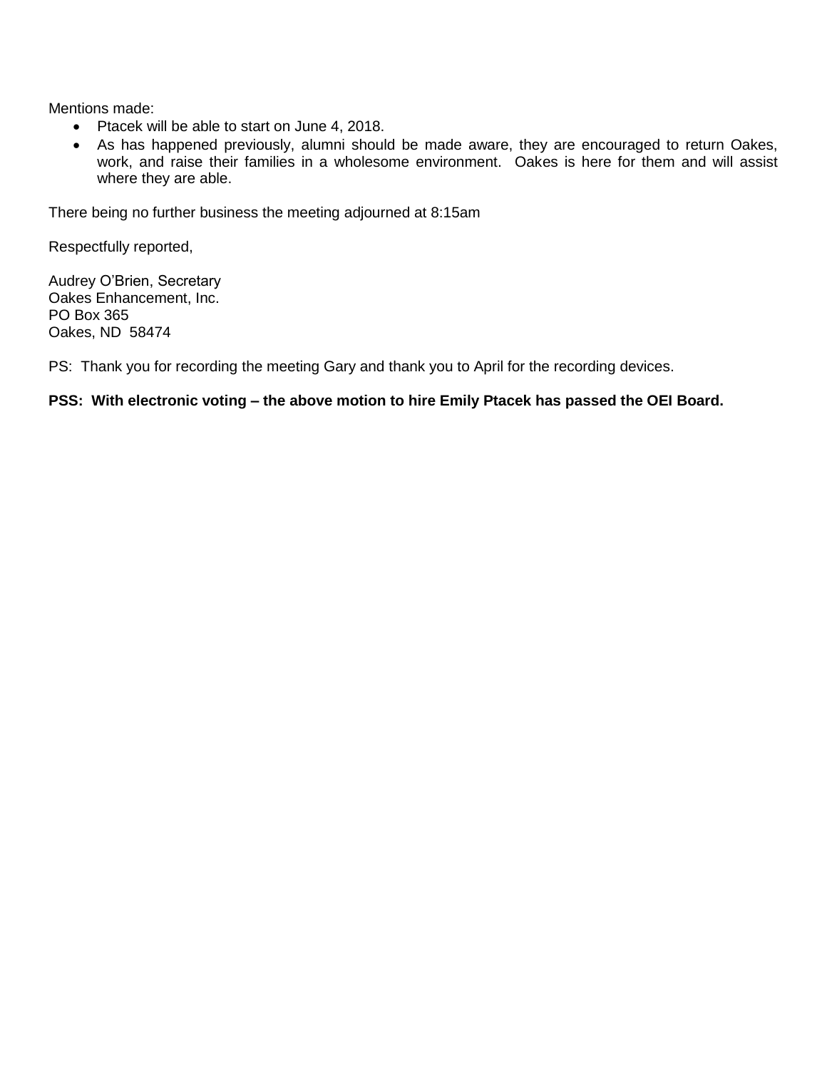Mentions made:

- Ptacek will be able to start on June 4, 2018.
- As has happened previously, alumni should be made aware, they are encouraged to return Oakes, work, and raise their families in a wholesome environment.  Oakes is here for them and will assist where they are able.

There being no further business the meeting adjourned at 8:15am

Respectfully reported,

Audrey O'Brien, Secretary
Oakes Enhancement, Inc.
PO Box 365
Oakes, ND  58474

PS:  Thank you for recording the meeting Gary and thank you to April for the recording devices.

**PSS:  With electronic voting – the above motion to hire Emily Ptacek has passed the OEI Board.**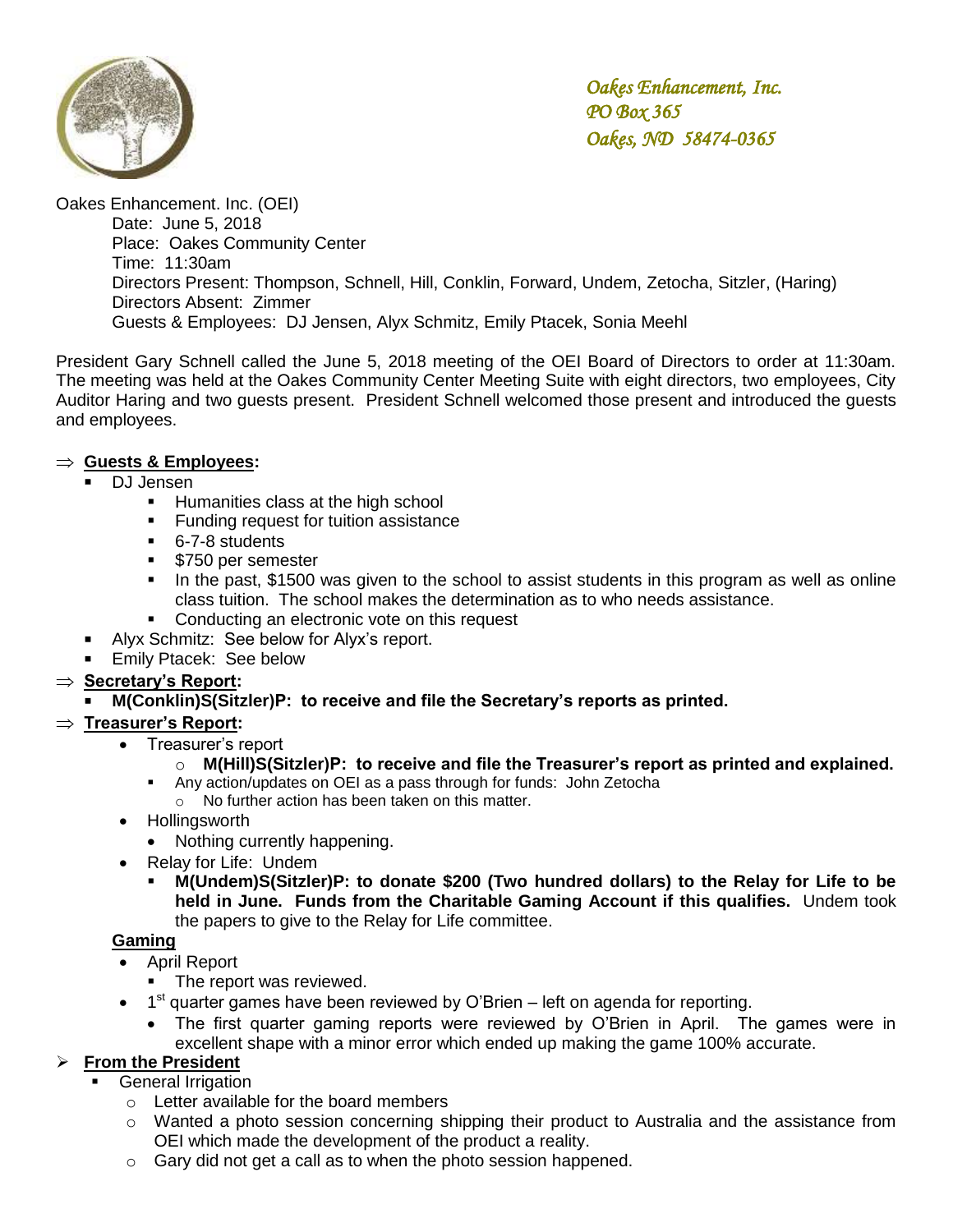*Oakes Enhancement, Inc.*
*PO Box 365*
*Oakes, ND 58474-0365*

Oakes Enhancement. Inc. (OEI)
Date: June 5, 2018
Place: Oakes Community Center
Time: 11:30am
Directors Present: Thompson, Schnell, Hill, Conklin, Forward, Undem, Zetocha, Sitzler, (Haring)
Directors Absent: Zimmer
Guests & Employees: DJ Jensen, Alyx Schmitz, Emily Ptacek, Sonia Meehl

President Gary Schnell called the June 5, 2018 meeting of the OEI Board of Directors to order at 11:30am. The meeting was held at the Oakes Community Center Meeting Suite with eight directors, two employees, City Auditor Haring and two guests present. President Schnell welcomed those present and introduced the guests and employees.

⇒ **Guests & Employees:**
- DJ Jensen
  - Humanities class at the high school
  - Funding request for tuition assistance
  - 6-7-8 students
  - $750 per semester
  - In the past, $1500 was given to the school to assist students in this program as well as online class tuition. The school makes the determination as to who needs assistance.
  - Conducting an electronic vote on this request
- Alyx Schmitz: See below for Alyx's report.
- Emily Ptacek: See below

⇒ **Secretary's Report:**
- **M(Conklin)S(Sitzler)P: to receive and file the Secretary's reports as printed.**

⇒ **Treasurer's Report:**
- Treasurer's report
  - **M(Hill)S(Sitzler)P: to receive and file the Treasurer's report as printed and explained.**
  - Any action/updates on OEI as a pass through for funds: John Zetocha
    - No further action has been taken on this matter.
- Hollingsworth
  - Nothing currently happening.
- Relay for Life: Undem
  - **M(Undem)S(Sitzler)P: to donate $200 (Two hundred dollars) to the Relay for Life to be held in June. Funds from the Charitable Gaming Account if this qualifies.** Undem took the papers to give to the Relay for Life committee.

**Gaming**
- April Report
  - The report was reviewed.
- 1st quarter games have been reviewed by O'Brien – left on agenda for reporting.
  - The first quarter gaming reports were reviewed by O'Brien in April. The games were in excellent shape with a minor error which ended up making the game 100% accurate.

➢ **From the President**
- General Irrigation
  - Letter available for the board members
  - Wanted a photo session concerning shipping their product to Australia and the assistance from OEI which made the development of the product a reality.
  - Gary did not get a call as to when the photo session happened.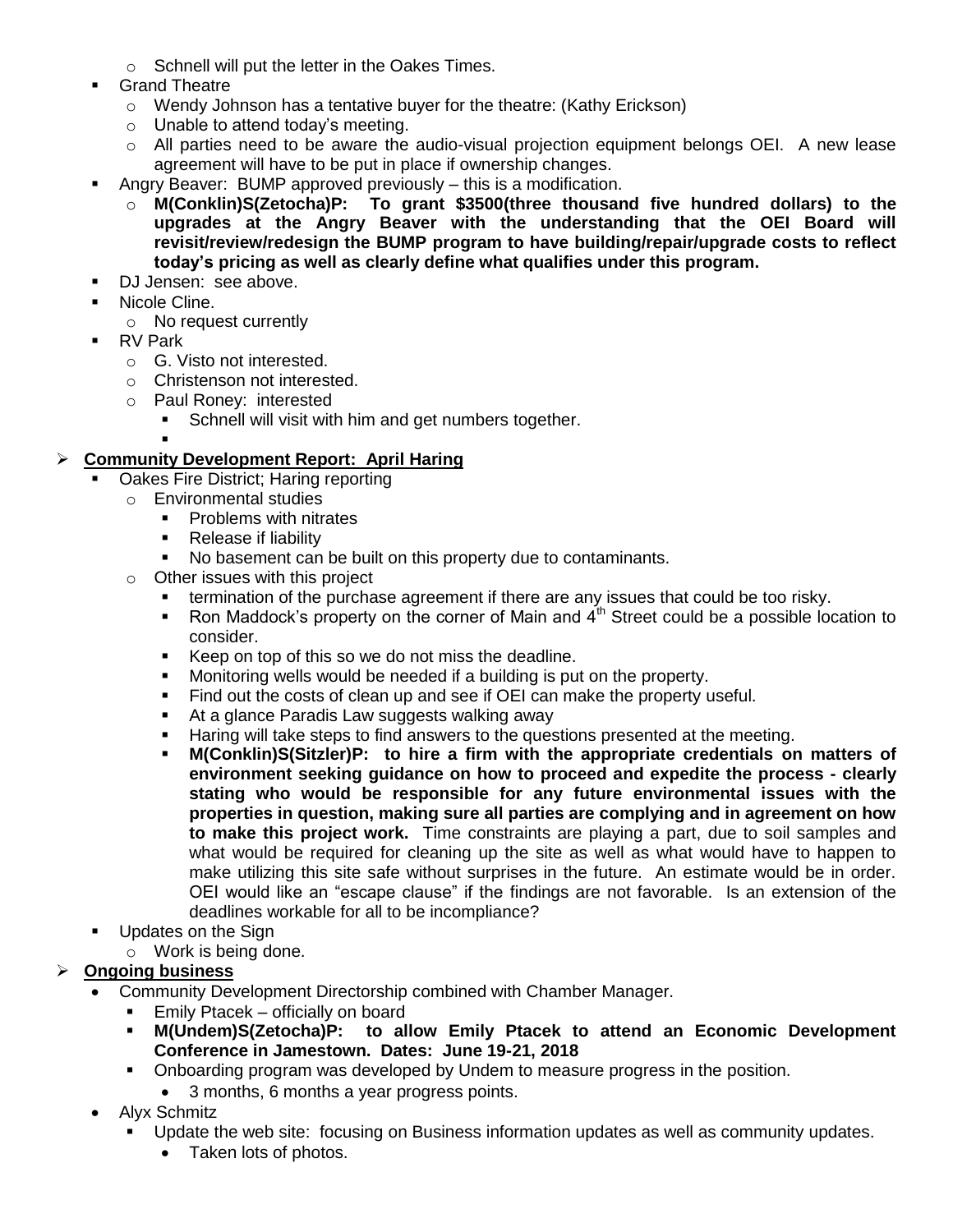- Schnell will put the letter in the Oakes Times.
- Grand Theatre
  - Wendy Johnson has a tentative buyer for the theatre: (Kathy Erickson)
  - Unable to attend today's meeting.
  - All parties need to be aware the audio-visual projection equipment belongs OEI. A new lease agreement will have to be put in place if ownership changes.
- Angry Beaver: BUMP approved previously – this is a modification.
  - **M(Conklin)S(Zetocha)P: To grant $3500(three thousand five hundred dollars) to the upgrades at the Angry Beaver with the understanding that the OEI Board will revisit/review/redesign the BUMP program to have building/repair/upgrade costs to reflect today's pricing as well as clearly define what qualifies under this program.**
- DJ Jensen: see above.
- Nicole Cline.
  - No request currently
- RV Park
  - G. Visto not interested.
  - Christenson not interested.
  - Paul Roney: interested
    - Schnell will visit with him and get numbers together.

## **Community Development Report: April Haring**

- Oakes Fire District; Haring reporting
  - Environmental studies
    - Problems with nitrates
    - Release if liability
    - No basement can be built on this property due to contaminants.
  - Other issues with this project
    - termination of the purchase agreement if there are any issues that could be too risky.
    - Ron Maddock's property on the corner of Main and 4th Street could be a possible location to consider.
    - Keep on top of this so we do not miss the deadline.
    - Monitoring wells would be needed if a building is put on the property.
    - Find out the costs of clean up and see if OEI can make the property useful.
    - At a glance Paradis Law suggests walking away
    - Haring will take steps to find answers to the questions presented at the meeting.
    - **M(Conklin)S(Sitzler)P: to hire a firm with the appropriate credentials on matters of environment seeking guidance on how to proceed and expedite the process - clearly stating who would be responsible for any future environmental issues with the properties in question, making sure all parties are complying and in agreement on how to make this project work.** Time constraints are playing a part, due to soil samples and what would be required for cleaning up the site as well as what would have to happen to make utilizing this site safe without surprises in the future. An estimate would be in order. OEI would like an "escape clause" if the findings are not favorable. Is an extension of the deadlines workable for all to be incompliance?
- Updates on the Sign
  - Work is being done.

## **Ongoing business**

- Community Development Directorship combined with Chamber Manager.
  - Emily Ptacek – officially on board
  - **M(Undem)S(Zetocha)P: to allow Emily Ptacek to attend an Economic Development Conference in Jamestown. Dates: June 19-21, 2018**
  - Onboarding program was developed by Undem to measure progress in the position.
    - 3 months, 6 months a year progress points.
- Alyx Schmitz
  - Update the web site: focusing on Business information updates as well as community updates.
    - Taken lots of photos.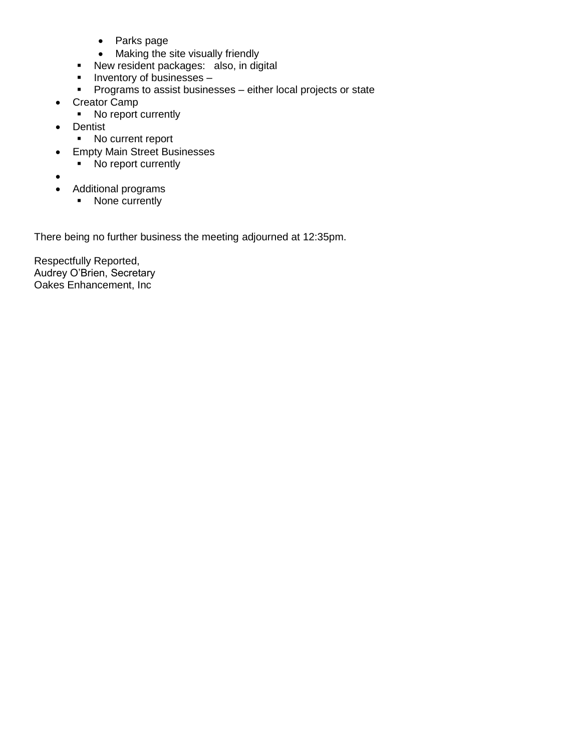- Parks page
        - Making the site visually friendly
    - New resident packages:   also, in digital
    - Inventory of businesses –
    - Programs to assist businesses – either local projects or state
- Creator Camp
    - No report currently
- Dentist
    - No current report
- Empty Main Street Businesses
    - No report currently
-
- Additional programs
    - None currently

There being no further business the meeting adjourned at 12:35pm.

Respectfully Reported,
Audrey O'Brien, Secretary
Oakes Enhancement, Inc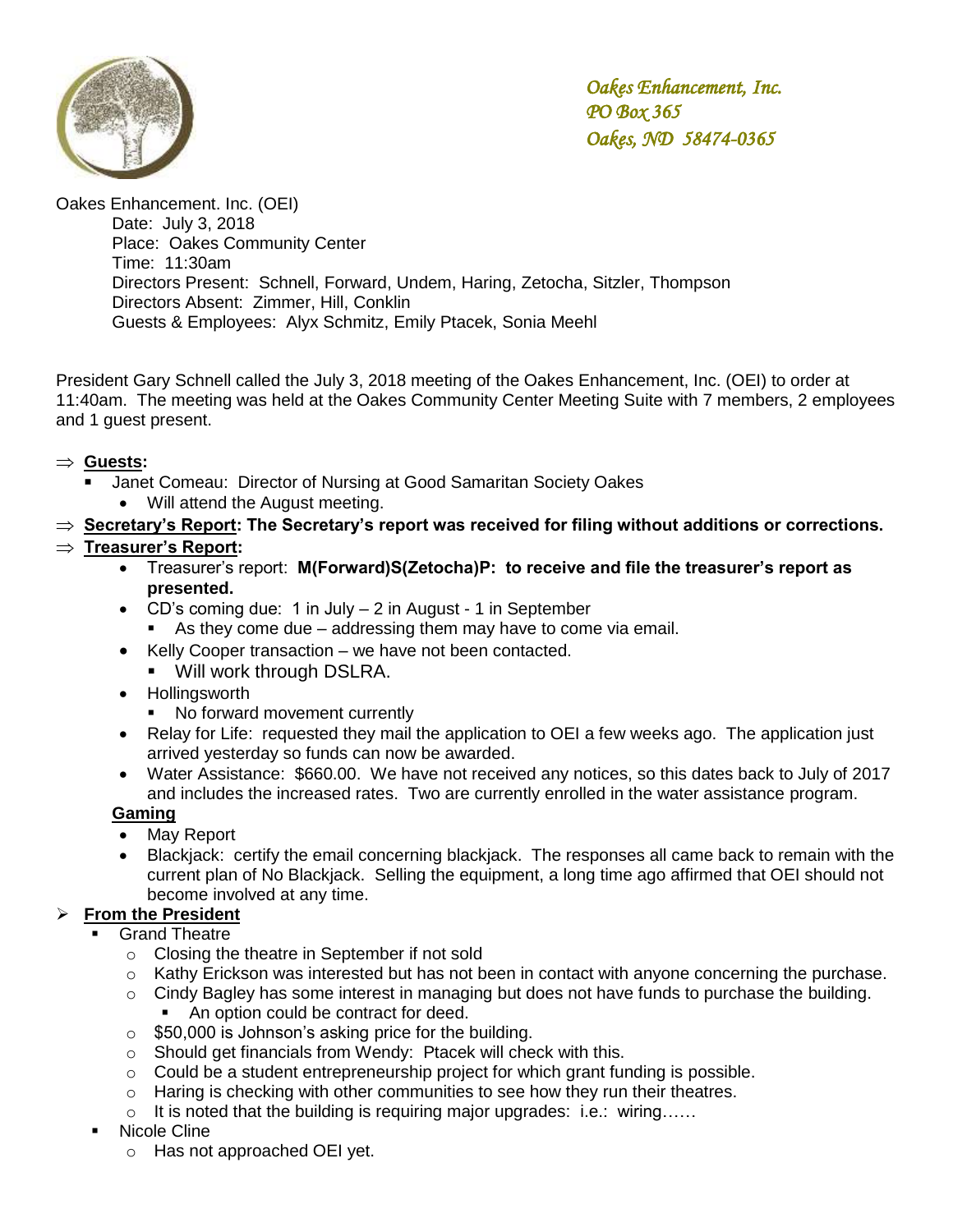*Oakes Enhancement, Inc.*
*PO Box 365*
*Oakes, ND 58474-0365*

Oakes Enhancement. Inc. (OEI)
Date: July 3, 2018
Place: Oakes Community Center
Time: 11:30am
Directors Present: Schnell, Forward, Undem, Haring, Zetocha, Sitzler, Thompson
Directors Absent: Zimmer, Hill, Conklin
Guests & Employees: Alyx Schmitz, Emily Ptacek, Sonia Meehl

President Gary Schnell called the July 3, 2018 meeting of the Oakes Enhancement, Inc. (OEI) to order at 11:40am. The meeting was held at the Oakes Community Center Meeting Suite with 7 members, 2 employees and 1 guest present.

⇒ **Guests:**
- Janet Comeau: Director of Nursing at Good Samaritan Society Oakes
  - Will attend the August meeting.

⇒ **Secretary's Report: The Secretary's report was received for filing without additions or corrections.**

⇒ **Treasurer's Report:**
- Treasurer's report: **M(Forward)S(Zetocha)P: to receive and file the treasurer's report as presented.**
- CD's coming due: 1 in July – 2 in August - 1 in September
  - As they come due – addressing them may have to come via email.
- Kelly Cooper transaction – we have not been contacted.
  - Will work through DSLRA.
- Hollingsworth
  - No forward movement currently
- Relay for Life: requested they mail the application to OEI a few weeks ago. The application just arrived yesterday so funds can now be awarded.
- Water Assistance: $660.00. We have not received any notices, so this dates back to July of 2017 and includes the increased rates. Two are currently enrolled in the water assistance program.

**Gaming**
- May Report
- Blackjack: certify the email concerning blackjack. The responses all came back to remain with the current plan of No Blackjack. Selling the equipment, a long time ago affirmed that OEI should not become involved at any time.

➢ **From the President**
- Grand Theatre
  - Closing the theatre in September if not sold
  - Kathy Erickson was interested but has not been in contact with anyone concerning the purchase.
  - Cindy Bagley has some interest in managing but does not have funds to purchase the building.
    - An option could be contract for deed.
  - $50,000 is Johnson's asking price for the building.
  - Should get financials from Wendy: Ptacek will check with this.
  - Could be a student entrepreneurship project for which grant funding is possible.
  - Haring is checking with other communities to see how they run their theatres.
  - It is noted that the building is requiring major upgrades: i.e.: wiring……
- Nicole Cline
  - Has not approached OEI yet.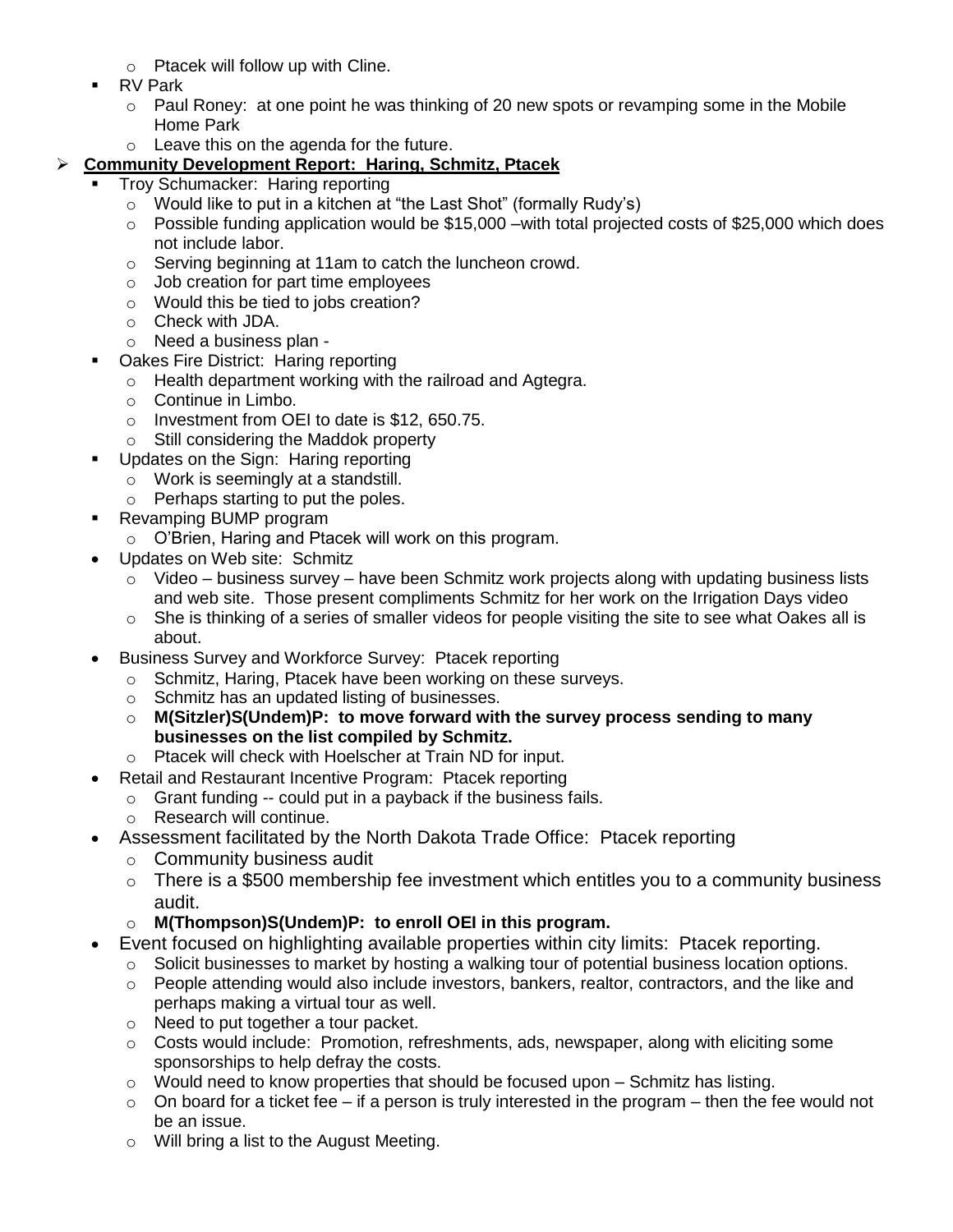- Ptacek will follow up with Cline.
  - RV Park
    - Paul Roney: at one point he was thinking of 20 new spots or revamping some in the Mobile Home Park
    - Leave this on the agenda for the future.

- **Community Development Report: Haring, Schmitz, Ptacek**
  - Troy Schumacker: Haring reporting
    - Would like to put in a kitchen at "the Last Shot" (formally Rudy's)
    - Possible funding application would be $15,000 –with total projected costs of $25,000 which does not include labor.
    - Serving beginning at 11am to catch the luncheon crowd.
    - Job creation for part time employees
    - Would this be tied to jobs creation?
    - Check with JDA.
    - Need a business plan -
  - Oakes Fire District: Haring reporting
    - Health department working with the railroad and Agtegra.
    - Continue in Limbo.
    - Investment from OEI to date is $12, 650.75.
    - Still considering the Maddok property
  - Updates on the Sign: Haring reporting
    - Work is seemingly at a standstill.
    - Perhaps starting to put the poles.
  - Revamping BUMP program
    - O'Brien, Haring and Ptacek will work on this program.
  - Updates on Web site: Schmitz
    - Video – business survey – have been Schmitz work projects along with updating business lists and web site. Those present compliments Schmitz for her work on the Irrigation Days video
    - She is thinking of a series of smaller videos for people visiting the site to see what Oakes all is about.
  - Business Survey and Workforce Survey: Ptacek reporting
    - Schmitz, Haring, Ptacek have been working on these surveys.
    - Schmitz has an updated listing of businesses.
    - **M(Sitzler)S(Undem)P: to move forward with the survey process sending to many businesses on the list compiled by Schmitz.**
    - Ptacek will check with Hoelscher at Train ND for input.
  - Retail and Restaurant Incentive Program: Ptacek reporting
    - Grant funding -- could put in a payback if the business fails.
    - Research will continue.
  - Assessment facilitated by the North Dakota Trade Office: Ptacek reporting
    - Community business audit
    - There is a $500 membership fee investment which entitles you to a community business audit.
    - **M(Thompson)S(Undem)P: to enroll OEI in this program.**
  - Event focused on highlighting available properties within city limits: Ptacek reporting.
    - Solicit businesses to market by hosting a walking tour of potential business location options.
    - People attending would also include investors, bankers, realtor, contractors, and the like and perhaps making a virtual tour as well.
    - Need to put together a tour packet.
    - Costs would include: Promotion, refreshments, ads, newspaper, along with eliciting some sponsorships to help defray the costs.
    - Would need to know properties that should be focused upon – Schmitz has listing.
    - On board for a ticket fee – if a person is truly interested in the program – then the fee would not be an issue.
    - Will bring a list to the August Meeting.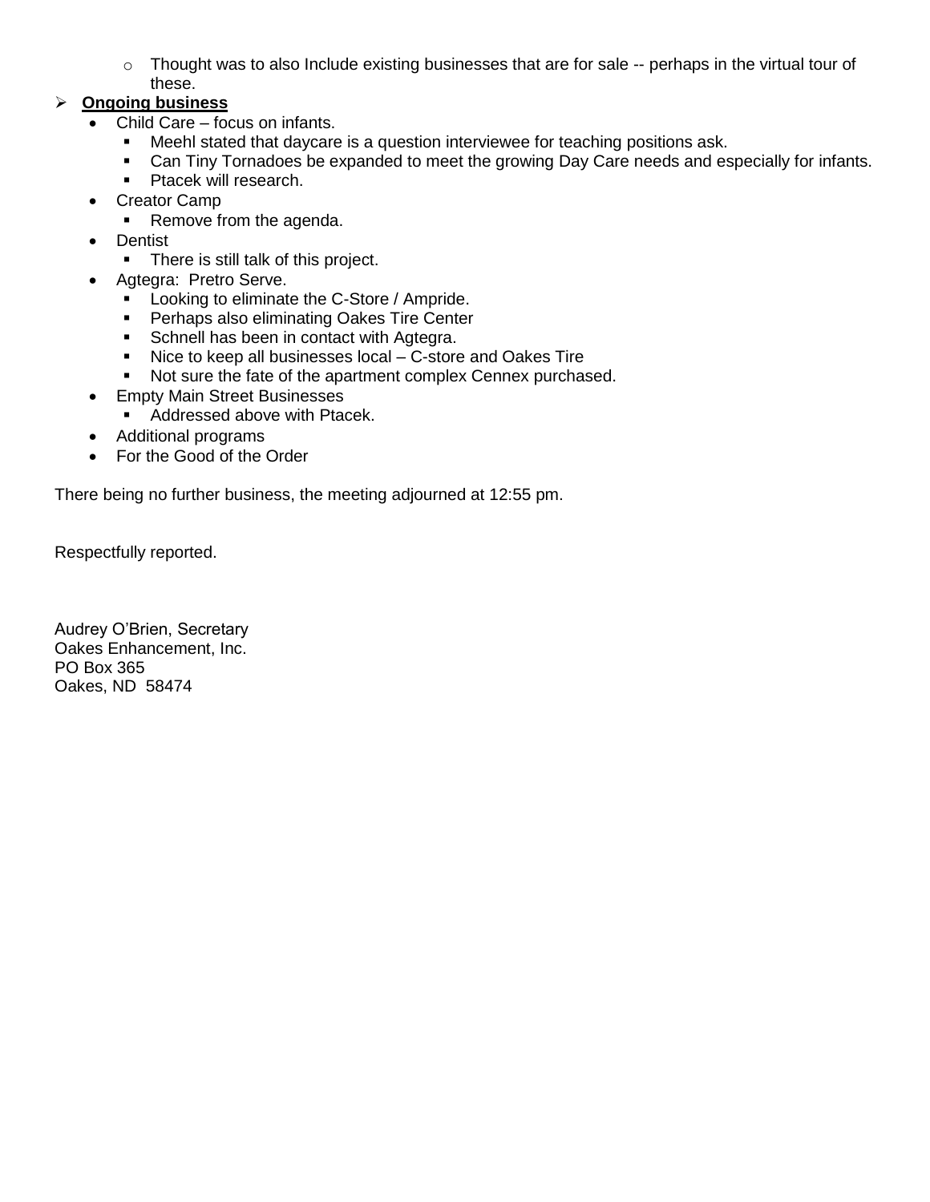- Thought was to also Include existing businesses that are for sale -- perhaps in the virtual tour of these.

- **<u>Ongoing business</u>**
  - Child Care – focus on infants.
    - Meehl stated that daycare is a question interviewee for teaching positions ask.
    - Can Tiny Tornadoes be expanded to meet the growing Day Care needs and especially for infants.
    - Ptacek will research.
  - Creator Camp
    - Remove from the agenda.
  - Dentist
    - There is still talk of this project.
  - Agtegra: Pretro Serve.
    - Looking to eliminate the C-Store / Ampride.
    - Perhaps also eliminating Oakes Tire Center
    - Schnell has been in contact with Agtegra.
    - Nice to keep all businesses local – C-store and Oakes Tire
    - Not sure the fate of the apartment complex Cennex purchased.
  - Empty Main Street Businesses
    - Addressed above with Ptacek.
  - Additional programs
  - For the Good of the Order

There being no further business, the meeting adjourned at 12:55 pm.

Respectfully reported.

Audrey O'Brien, Secretary
Oakes Enhancement, Inc.
PO Box 365
Oakes, ND 58474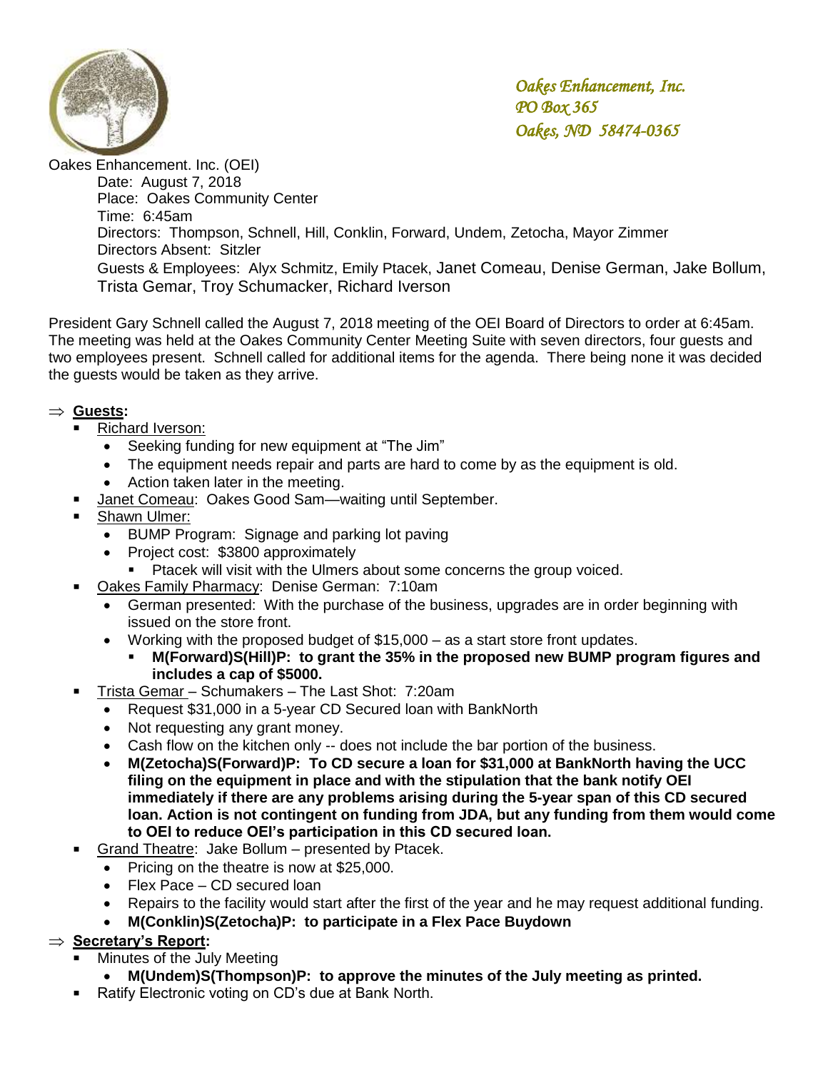*Oakes Enhancement, Inc.*
*PO Box 365*
*Oakes, ND 58474-0365*

Oakes Enhancement. Inc. (OEI)

Date: August 7, 2018
Place: Oakes Community Center
Time: 6:45am
Directors: Thompson, Schnell, Hill, Conklin, Forward, Undem, Zetocha, Mayor Zimmer
Directors Absent: Sitzler
Guests & Employees: Alyx Schmitz, Emily Ptacek, Janet Comeau, Denise German, Jake Bollum, Trista Gemar, Troy Schumacker, Richard Iverson

President Gary Schnell called the August 7, 2018 meeting of the OEI Board of Directors to order at 6:45am. The meeting was held at the Oakes Community Center Meeting Suite with seven directors, four guests and two employees present. Schnell called for additional items for the agenda. There being none it was decided the guests would be taken as they arrive.

⇒ **Guests:**

- Richard Iverson:
  - Seeking funding for new equipment at "The Jim"
  - The equipment needs repair and parts are hard to come by as the equipment is old.
  - Action taken later in the meeting.
- Janet Comeau: Oakes Good Sam—waiting until September.
- Shawn Ulmer:
  - BUMP Program: Signage and parking lot paving
  - Project cost: $3800 approximately
    - Ptacek will visit with the Ulmers about some concerns the group voiced.
- Oakes Family Pharmacy: Denise German: 7:10am
  - German presented: With the purchase of the business, upgrades are in order beginning with issued on the store front.
  - Working with the proposed budget of $15,000 – as a start store front updates.
    - **M(Forward)S(Hill)P: to grant the 35% in the proposed new BUMP program figures and includes a cap of $5000.**
- Trista Gemar – Schumakers – The Last Shot: 7:20am
  - Request $31,000 in a 5-year CD Secured loan with BankNorth
  - Not requesting any grant money.
  - Cash flow on the kitchen only -- does not include the bar portion of the business.
  - **M(Zetocha)S(Forward)P: To CD secure a loan for $31,000 at BankNorth having the UCC filing on the equipment in place and with the stipulation that the bank notify OEI immediately if there are any problems arising during the 5-year span of this CD secured loan. Action is not contingent on funding from JDA, but any funding from them would come to OEI to reduce OEI's participation in this CD secured loan.**
- Grand Theatre: Jake Bollum – presented by Ptacek.
  - Pricing on the theatre is now at $25,000.
  - Flex Pace – CD secured loan
  - Repairs to the facility would start after the first of the year and he may request additional funding.
  - **M(Conklin)S(Zetocha)P: to participate in a Flex Pace Buydown**

⇒ **Secretary's Report:**

- Minutes of the July Meeting
  - **M(Undem)S(Thompson)P: to approve the minutes of the July meeting as printed.**
- Ratify Electronic voting on CD's due at Bank North.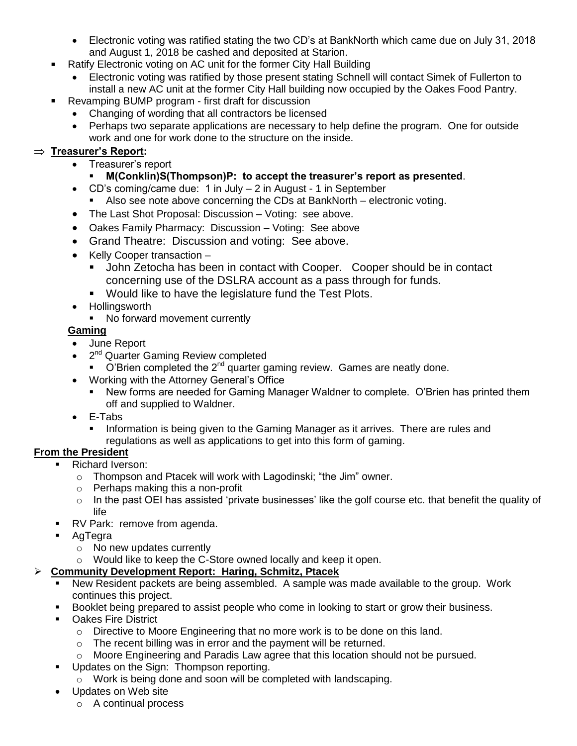- Electronic voting was ratified stating the two CD's at BankNorth which came due on July 31, 2018 and August 1, 2018 be cashed and deposited at Starion.
- Ratify Electronic voting on AC unit for the former City Hall Building
  - Electronic voting was ratified by those present stating Schnell will contact Simek of Fullerton to install a new AC unit at the former City Hall building now occupied by the Oakes Food Pantry.
- Revamping BUMP program - first draft for discussion
  - Changing of wording that all contractors be licensed
  - Perhaps two separate applications are necessary to help define the program. One for outside work and one for work done to the structure on the inside.

⇒ **Treasurer's Report:**

- Treasurer's report
  - **M(Conklin)S(Thompson)P: to accept the treasurer's report as presented**.
- CD's coming/came due: 1 in July – 2 in August - 1 in September
  - Also see note above concerning the CDs at BankNorth – electronic voting.
- The Last Shot Proposal: Discussion – Voting: see above.
- Oakes Family Pharmacy: Discussion – Voting: See above
- Grand Theatre: Discussion and voting: See above.
- Kelly Cooper transaction –
  - John Zetocha has been in contact with Cooper. Cooper should be in contact concerning use of the DSLRA account as a pass through for funds.
  - Would like to have the legislature fund the Test Plots.
- Hollingsworth
  - No forward movement currently

**Gaming**

- June Report
- 2nd Quarter Gaming Review completed
  - O'Brien completed the 2nd quarter gaming review. Games are neatly done.
- Working with the Attorney General's Office
  - New forms are needed for Gaming Manager Waldner to complete. O'Brien has printed them off and supplied to Waldner.
- E-Tabs
  - Information is being given to the Gaming Manager as it arrives. There are rules and regulations as well as applications to get into this form of gaming.

**From the President**

- Richard Iverson:
  - Thompson and Ptacek will work with Lagodinski; "the Jim" owner.
  - Perhaps making this a non-profit
  - In the past OEI has assisted 'private businesses' like the golf course etc. that benefit the quality of life
- RV Park: remove from agenda.
- AgTegra
  - No new updates currently
  - Would like to keep the C-Store owned locally and keep it open.

➢ **Community Development Report: Haring, Schmitz, Ptacek**

- New Resident packets are being assembled. A sample was made available to the group. Work continues this project.
- Booklet being prepared to assist people who come in looking to start or grow their business.
- Oakes Fire District
  - Directive to Moore Engineering that no more work is to be done on this land.
  - The recent billing was in error and the payment will be returned.
  - Moore Engineering and Paradis Law agree that this location should not be pursued.
- Updates on the Sign: Thompson reporting.
  - Work is being done and soon will be completed with landscaping.
- Updates on Web site
  - A continual process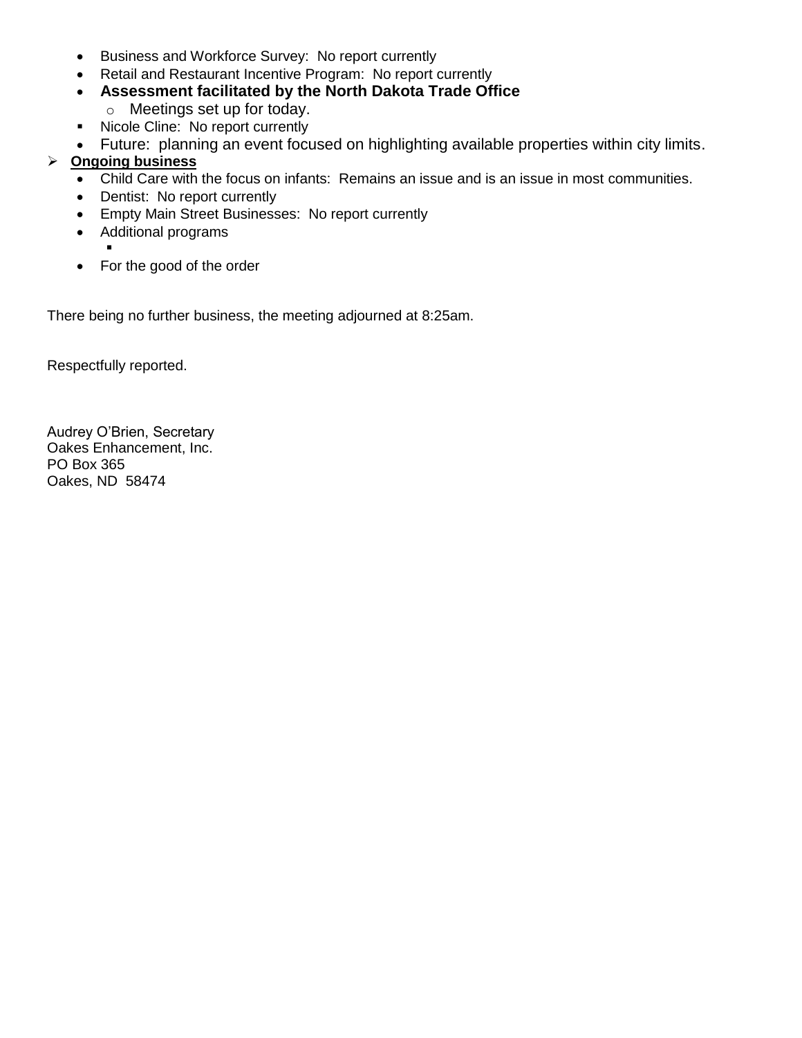- Business and Workforce Survey:  No report currently
- Retail and Restaurant Incentive Program:  No report currently
- **Assessment facilitated by the North Dakota Trade Office**
  - Meetings set up for today.
  - Nicole Cline:  No report currently
- Future:  planning an event focused on highlighting available properties within city limits.

- **Ongoing business**
  - Child Care with the focus on infants:  Remains an issue and is an issue in most communities.
  - Dentist:  No report currently
  - Empty Main Street Businesses:  No report currently
  - Additional programs
  - For the good of the order

There being no further business, the meeting adjourned at 8:25am.

Respectfully reported.

Audrey O'Brien, Secretary
Oakes Enhancement, Inc.
PO Box 365
Oakes, ND  58474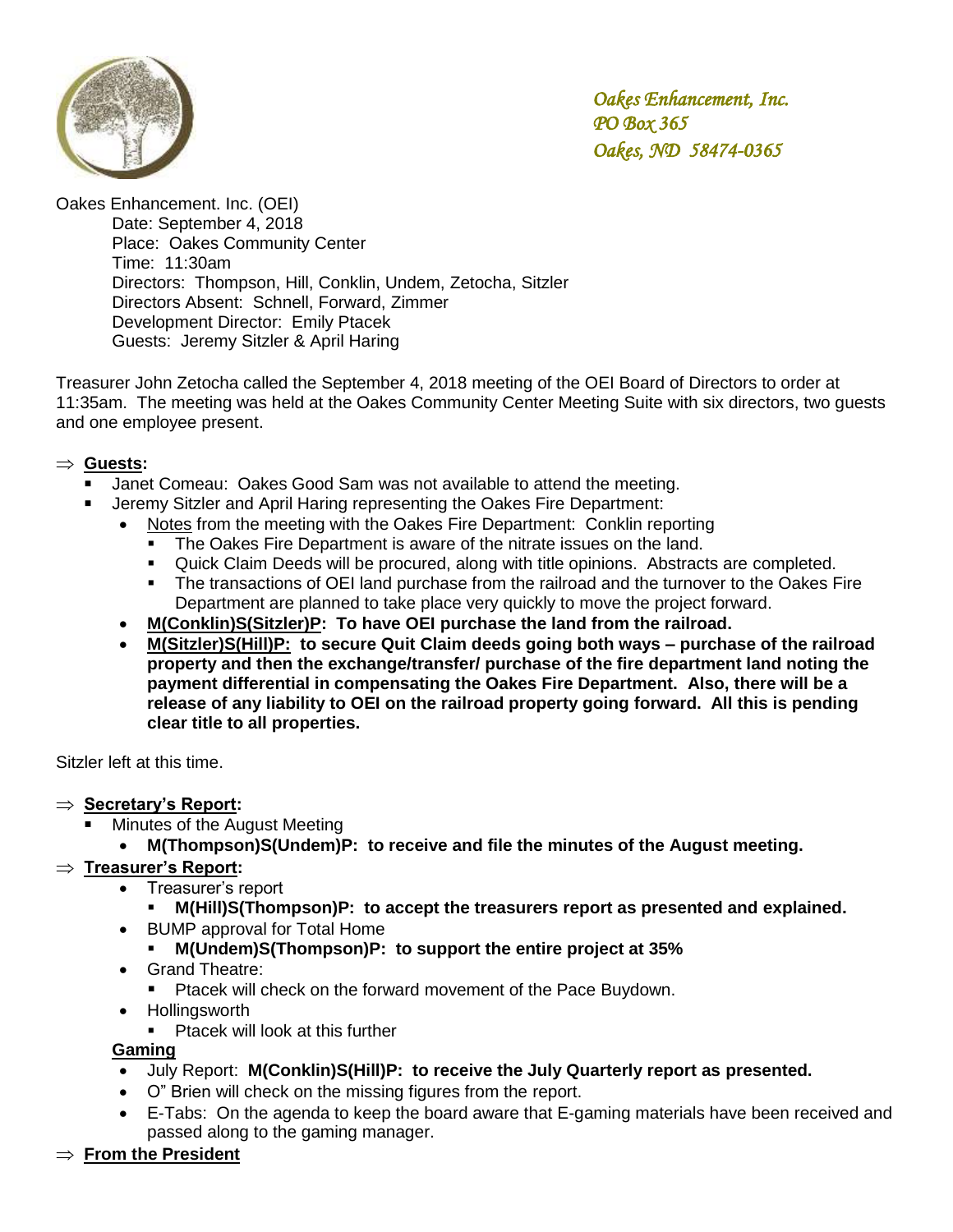*Oakes Enhancement, Inc.*
*PO Box 365*
*Oakes, ND 58474-0365*

Oakes Enhancement. Inc. (OEI)
Date: September 4, 2018
Place: Oakes Community Center
Time: 11:30am
Directors: Thompson, Hill, Conklin, Undem, Zetocha, Sitzler
Directors Absent: Schnell, Forward, Zimmer
Development Director: Emily Ptacek
Guests: Jeremy Sitzler & April Haring

Treasurer John Zetocha called the September 4, 2018 meeting of the OEI Board of Directors to order at 11:35am. The meeting was held at the Oakes Community Center Meeting Suite with six directors, two guests and one employee present.

⇒ **Guests:**
- Janet Comeau: Oakes Good Sam was not available to attend the meeting.
- Jeremy Sitzler and April Haring representing the Oakes Fire Department:
  - Notes from the meeting with the Oakes Fire Department: Conklin reporting
    - The Oakes Fire Department is aware of the nitrate issues on the land.
    - Quick Claim Deeds will be procured, along with title opinions. Abstracts are completed.
    - The transactions of OEI land purchase from the railroad and the turnover to the Oakes Fire Department are planned to take place very quickly to move the project forward.
  - **M(Conklin)S(Sitzler)P: To have OEI purchase the land from the railroad.**
  - **M(Sitzler)S(Hill)P: to secure Quit Claim deeds going both ways – purchase of the railroad property and then the exchange/transfer/ purchase of the fire department land noting the payment differential in compensating the Oakes Fire Department. Also, there will be a release of any liability to OEI on the railroad property going forward. All this is pending clear title to all properties.**

Sitzler left at this time.

⇒ **Secretary's Report:**
- Minutes of the August Meeting
  - **M(Thompson)S(Undem)P: to receive and file the minutes of the August meeting.**

⇒ **Treasurer's Report:**
- Treasurer's report
  - **M(Hill)S(Thompson)P: to accept the treasurers report as presented and explained.**
- BUMP approval for Total Home
  - **M(Undem)S(Thompson)P: to support the entire project at 35%**
- Grand Theatre:
  - Ptacek will check on the forward movement of the Pace Buydown.
- Hollingsworth
  - Ptacek will look at this further

**Gaming**
- July Report: **M(Conklin)S(Hill)P: to receive the July Quarterly report as presented.**
- O" Brien will check on the missing figures from the report.
- E-Tabs: On the agenda to keep the board aware that E-gaming materials have been received and passed along to the gaming manager.

⇒ **From the President**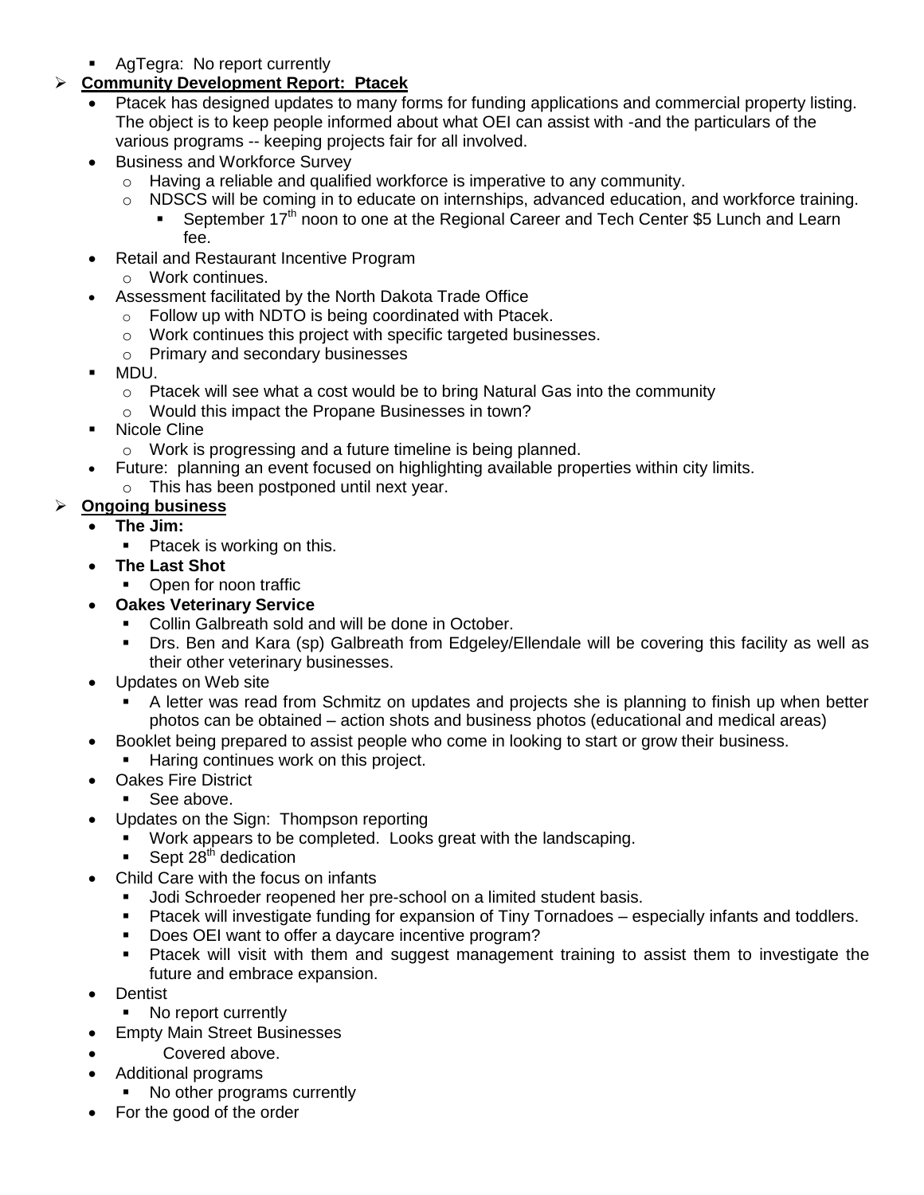- AgTegra: No report currently

- **Community Development Report: Ptacek**
  - Ptacek has designed updates to many forms for funding applications and commercial property listing. The object is to keep people informed about what OEI can assist with -and the particulars of the various programs -- keeping projects fair for all involved.
  - Business and Workforce Survey
    - Having a reliable and qualified workforce is imperative to any community.
    - NDSCS will be coming in to educate on internships, advanced education, and workforce training.
      - September 17th noon to one at the Regional Career and Tech Center $5 Lunch and Learn fee.
  - Retail and Restaurant Incentive Program
    - Work continues.
  - Assessment facilitated by the North Dakota Trade Office
    - Follow up with NDTO is being coordinated with Ptacek.
    - Work continues this project with specific targeted businesses.
    - Primary and secondary businesses
  - MDU.
    - Ptacek will see what a cost would be to bring Natural Gas into the community
    - Would this impact the Propane Businesses in town?
  - Nicole Cline
    - Work is progressing and a future timeline is being planned.
  - Future: planning an event focused on highlighting available properties within city limits.
    - This has been postponed until next year.

- **Ongoing business**
  - **The Jim:**
    - Ptacek is working on this.
  - **The Last Shot**
    - Open for noon traffic
  - **Oakes Veterinary Service**
    - Collin Galbreath sold and will be done in October.
    - Drs. Ben and Kara (sp) Galbreath from Edgeley/Ellendale will be covering this facility as well as their other veterinary businesses.
  - Updates on Web site
    - A letter was read from Schmitz on updates and projects she is planning to finish up when better photos can be obtained – action shots and business photos (educational and medical areas)
  - Booklet being prepared to assist people who come in looking to start or grow their business.
    - Haring continues work on this project.
  - Oakes Fire District
    - See above.
  - Updates on the Sign: Thompson reporting
    - Work appears to be completed. Looks great with the landscaping.
    - Sept 28th dedication
  - Child Care with the focus on infants
    - Jodi Schroeder reopened her pre-school on a limited student basis.
    - Ptacek will investigate funding for expansion of Tiny Tornadoes – especially infants and toddlers.
    - Does OEI want to offer a daycare incentive program?
    - Ptacek will visit with them and suggest management training to assist them to investigate the future and embrace expansion.
  - Dentist
    - No report currently
  - Empty Main Street Businesses
  - Covered above.
  - Additional programs
    - No other programs currently
  - For the good of the order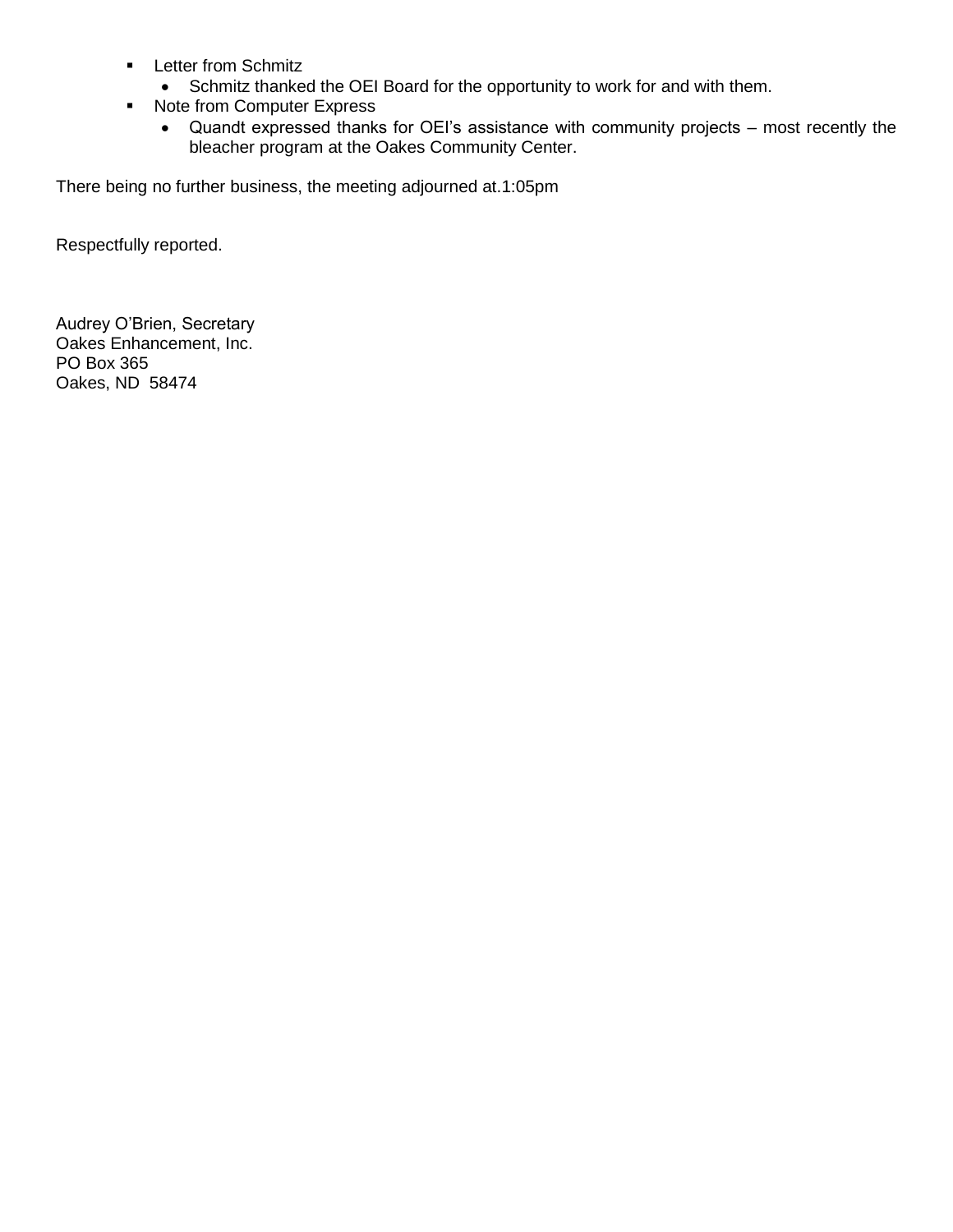- Letter from Schmitz
  - Schmitz thanked the OEI Board for the opportunity to work for and with them.
- Note from Computer Express
  - Quandt expressed thanks for OEI's assistance with community projects – most recently the bleacher program at the Oakes Community Center.

There being no further business, the meeting adjourned at.1:05pm

Respectfully reported.

Audrey O'Brien, Secretary
Oakes Enhancement, Inc.
PO Box 365
Oakes, ND  58474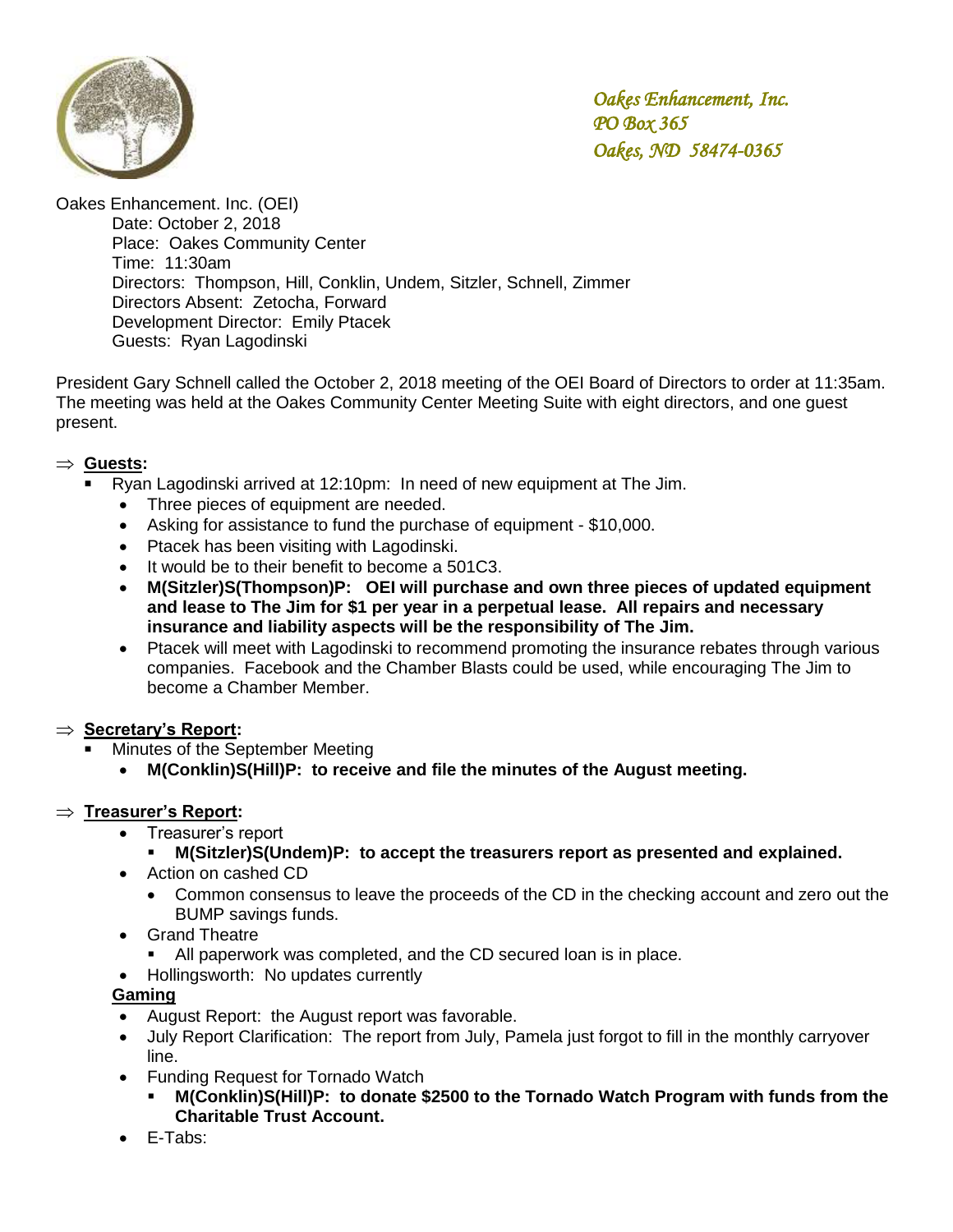*Oakes Enhancement, Inc.*
*PO Box 365*
*Oakes, ND 58474-0365*

Oakes Enhancement. Inc. (OEI)
Date: October 2, 2018
Place: Oakes Community Center
Time: 11:30am
Directors: Thompson, Hill, Conklin, Undem, Sitzler, Schnell, Zimmer
Directors Absent: Zetocha, Forward
Development Director: Emily Ptacek
Guests: Ryan Lagodinski

President Gary Schnell called the October 2, 2018 meeting of the OEI Board of Directors to order at 11:35am. The meeting was held at the Oakes Community Center Meeting Suite with eight directors, and one guest present.

⇒ **Guests:**

- Ryan Lagodinski arrived at 12:10pm: In need of new equipment at The Jim.
  - Three pieces of equipment are needed.
  - Asking for assistance to fund the purchase of equipment - $10,000.
  - Ptacek has been visiting with Lagodinski.
  - It would be to their benefit to become a 501C3.
  - **M(Sitzler)S(Thompson)P: OEI will purchase and own three pieces of updated equipment and lease to The Jim for $1 per year in a perpetual lease. All repairs and necessary insurance and liability aspects will be the responsibility of The Jim.**
  - Ptacek will meet with Lagodinski to recommend promoting the insurance rebates through various companies. Facebook and the Chamber Blasts could be used, while encouraging The Jim to become a Chamber Member.

⇒ **Secretary's Report:**

- Minutes of the September Meeting
  - **M(Conklin)S(Hill)P: to receive and file the minutes of the August meeting.**

⇒ **Treasurer's Report:**

- Treasurer's report
  - **M(Sitzler)S(Undem)P: to accept the treasurers report as presented and explained.**
- Action on cashed CD
  - Common consensus to leave the proceeds of the CD in the checking account and zero out the BUMP savings funds.
- Grand Theatre
  - All paperwork was completed, and the CD secured loan is in place.
- Hollingsworth: No updates currently

**Gaming**

- August Report: the August report was favorable.
- July Report Clarification: The report from July, Pamela just forgot to fill in the monthly carryover line.
- Funding Request for Tornado Watch
  - **M(Conklin)S(Hill)P: to donate $2500 to the Tornado Watch Program with funds from the Charitable Trust Account.**
- E-Tabs: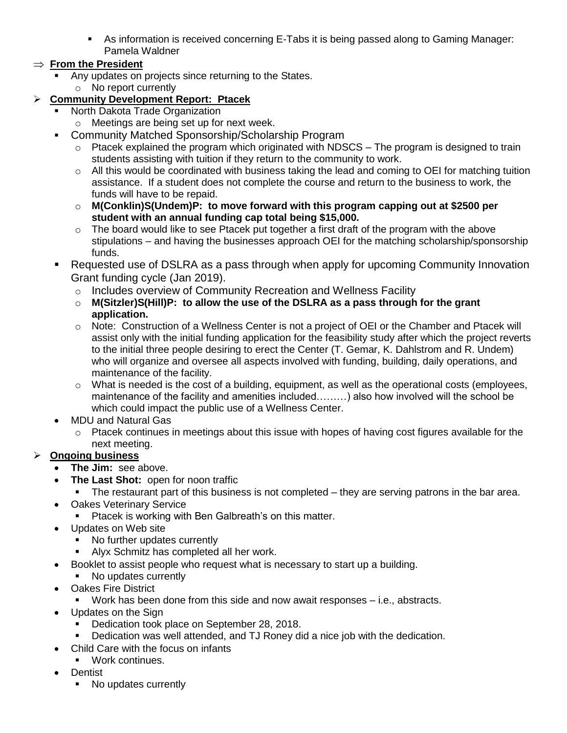- As information is received concerning E-Tabs it is being passed along to Gaming Manager: Pamela Waldner

⇒ **From the President**

- Any updates on projects since returning to the States.
    - No report currently

➢ **Community Development Report: Ptacek**

- North Dakota Trade Organization
    - Meetings are being set up for next week.
- Community Matched Sponsorship/Scholarship Program
    - Ptacek explained the program which originated with NDSCS – The program is designed to train students assisting with tuition if they return to the community to work.
    - All this would be coordinated with business taking the lead and coming to OEI for matching tuition assistance. If a student does not complete the course and return to the business to work, the funds will have to be repaid.
    - **M(Conklin)S(Undem)P: to move forward with this program capping out at $2500 per student with an annual funding cap total being $15,000.**
    - The board would like to see Ptacek put together a first draft of the program with the above stipulations – and having the businesses approach OEI for the matching scholarship/sponsorship funds.
- Requested use of DSLRA as a pass through when apply for upcoming Community Innovation Grant funding cycle (Jan 2019).
    - Includes overview of Community Recreation and Wellness Facility
    - **M(Sitzler)S(Hill)P: to allow the use of the DSLRA as a pass through for the grant application.**
    - Note: Construction of a Wellness Center is not a project of OEI or the Chamber and Ptacek will assist only with the initial funding application for the feasibility study after which the project reverts to the initial three people desiring to erect the Center (T. Gemar, K. Dahlstrom and R. Undem) who will organize and oversee all aspects involved with funding, building, daily operations, and maintenance of the facility.
    - What is needed is the cost of a building, equipment, as well as the operational costs (employees, maintenance of the facility and amenities included………) also how involved will the school be which could impact the public use of a Wellness Center.
- MDU and Natural Gas
    - Ptacek continues in meetings about this issue with hopes of having cost figures available for the next meeting.

➢ **Ongoing business**

- **The Jim:** see above.
- **The Last Shot:** open for noon traffic
    - The restaurant part of this business is not completed – they are serving patrons in the bar area.
- Oakes Veterinary Service
    - Ptacek is working with Ben Galbreath's on this matter.
- Updates on Web site
    - No further updates currently
    - Alyx Schmitz has completed all her work.
- Booklet to assist people who request what is necessary to start up a building.
    - No updates currently
- Oakes Fire District
    - Work has been done from this side and now await responses – i.e., abstracts.
- Updates on the Sign
    - Dedication took place on September 28, 2018.
    - Dedication was well attended, and TJ Roney did a nice job with the dedication.
- Child Care with the focus on infants
    - Work continues.
- Dentist
    - No updates currently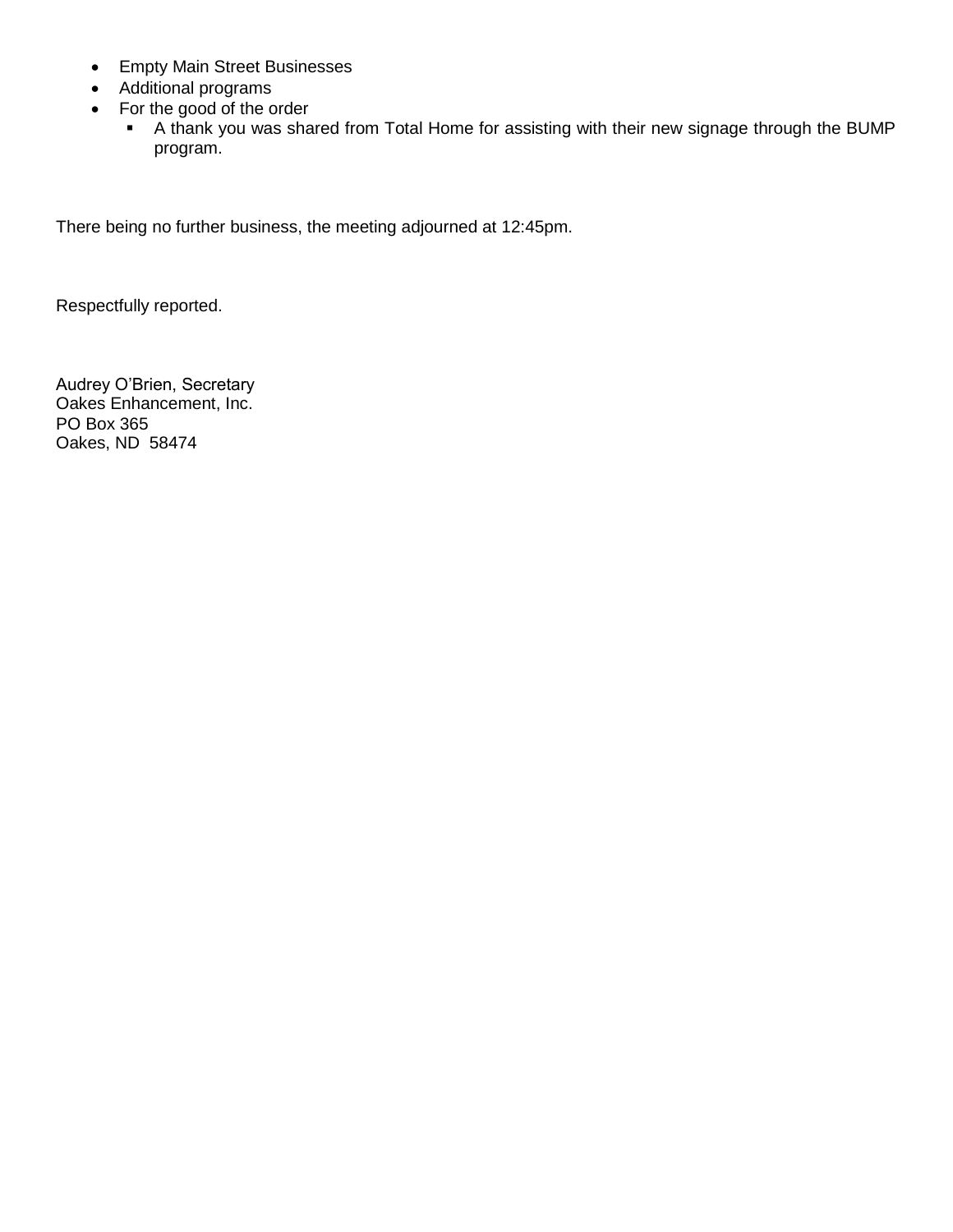- Empty Main Street Businesses
- Additional programs
- For the good of the order
  - A thank you was shared from Total Home for assisting with their new signage through the BUMP program.

There being no further business, the meeting adjourned at 12:45pm.

Respectfully reported.

Audrey O'Brien, Secretary
Oakes Enhancement, Inc.
PO Box 365
Oakes, ND 58474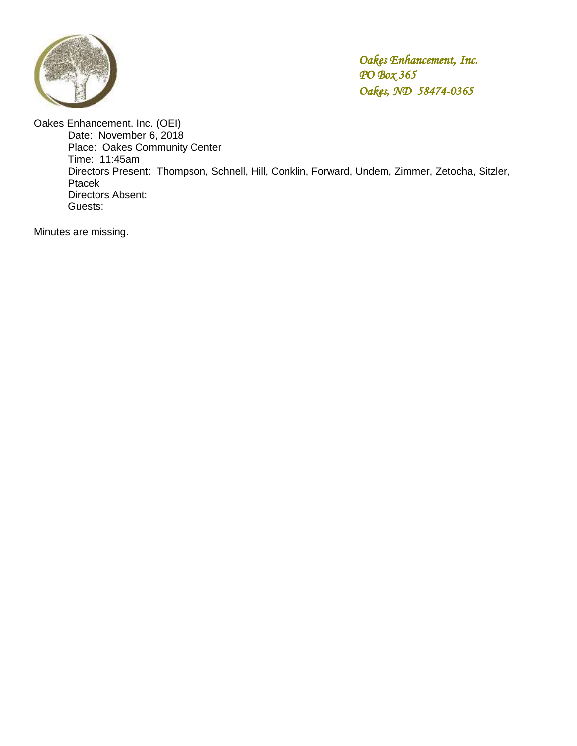*Oakes Enhancement, Inc.*
*PO Box 365*
*Oakes, ND 58474-0365*

Oakes Enhancement. Inc. (OEI)

Date: November 6, 2018
Place: Oakes Community Center
Time: 11:45am
Directors Present: Thompson, Schnell, Hill, Conklin, Forward, Undem, Zimmer, Zetocha, Sitzler, Ptacek
Directors Absent:
Guests:

Minutes are missing.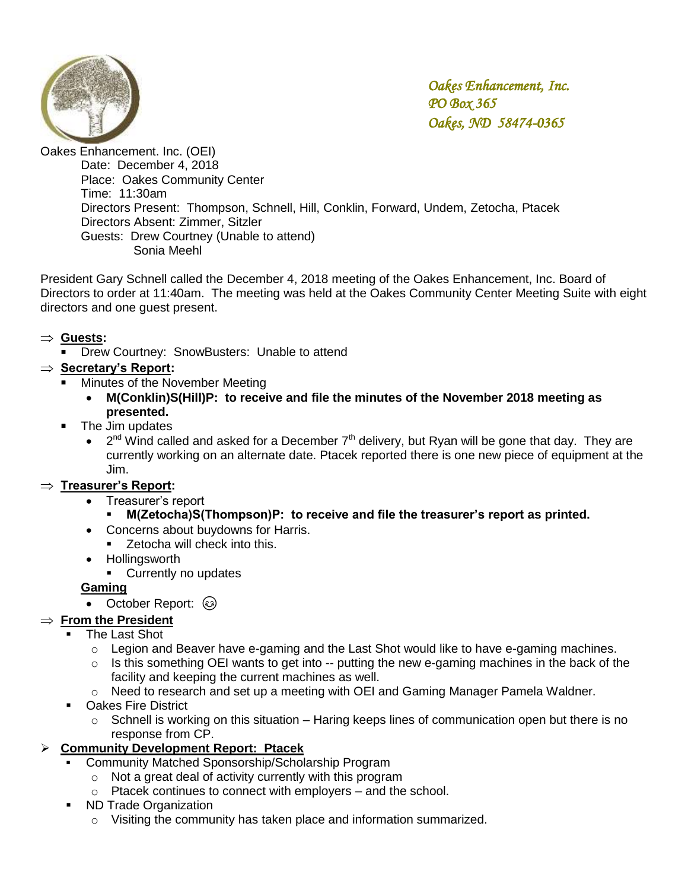*Oakes Enhancement, Inc.*
*PO Box 365*
*Oakes, ND 58474-0365*

Oakes Enhancement. Inc. (OEI)
Date: December 4, 2018
Place: Oakes Community Center
Time: 11:30am
Directors Present: Thompson, Schnell, Hill, Conklin, Forward, Undem, Zetocha, Ptacek
Directors Absent: Zimmer, Sitzler
Guests: Drew Courtney (Unable to attend)
Sonia Meehl

President Gary Schnell called the December 4, 2018 meeting of the Oakes Enhancement, Inc. Board of Directors to order at 11:40am. The meeting was held at the Oakes Community Center Meeting Suite with eight directors and one guest present.

⇒ **Guests:**
- Drew Courtney: SnowBusters: Unable to attend

⇒ **Secretary's Report:**
- Minutes of the November Meeting
  - **M(Conklin)S(Hill)P: to receive and file the minutes of the November 2018 meeting as presented.**
- The Jim updates
  - 2nd Wind called and asked for a December 7th delivery, but Ryan will be gone that day. They are currently working on an alternate date. Ptacek reported there is one new piece of equipment at the Jim.

⇒ **Treasurer's Report:**
- Treasurer's report
  - **M(Zetocha)S(Thompson)P: to receive and file the treasurer's report as printed.**
- Concerns about buydowns for Harris.
  - Zetocha will check into this.
- Hollingsworth
  - Currently no updates

**Gaming**
- October Report: ☺

⇒ **From the President**
- The Last Shot
  - Legion and Beaver have e-gaming and the Last Shot would like to have e-gaming machines.
  - Is this something OEI wants to get into -- putting the new e-gaming machines in the back of the facility and keeping the current machines as well.
  - Need to research and set up a meeting with OEI and Gaming Manager Pamela Waldner.
- Oakes Fire District
  - Schnell is working on this situation – Haring keeps lines of communication open but there is no response from CP.

➢ **Community Development Report: Ptacek**
- Community Matched Sponsorship/Scholarship Program
  - Not a great deal of activity currently with this program
  - Ptacek continues to connect with employers – and the school.
- ND Trade Organization
  - Visiting the community has taken place and information summarized.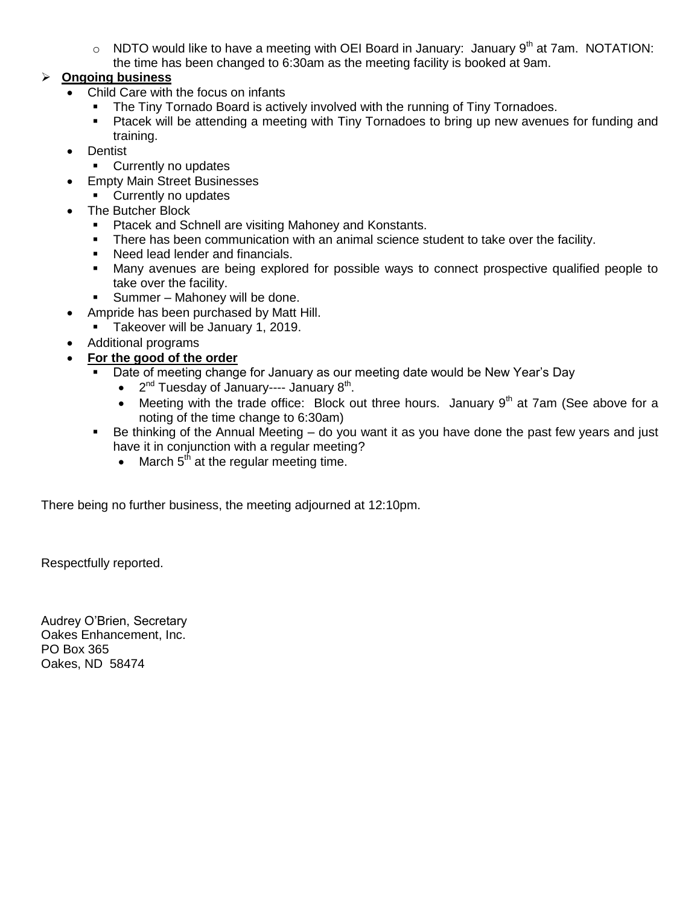- NDTO would like to have a meeting with OEI Board in January: January 9th at 7am. NOTATION: the time has been changed to 6:30am as the meeting facility is booked at 9am.

- **Ongoing business**
  - Child Care with the focus on infants
    - The Tiny Tornado Board is actively involved with the running of Tiny Tornadoes.
    - Ptacek will be attending a meeting with Tiny Tornadoes to bring up new avenues for funding and training.
  - Dentist
    - Currently no updates
  - Empty Main Street Businesses
    - Currently no updates
  - The Butcher Block
    - Ptacek and Schnell are visiting Mahoney and Konstants.
    - There has been communication with an animal science student to take over the facility.
    - Need lead lender and financials.
    - Many avenues are being explored for possible ways to connect prospective qualified people to take over the facility.
    - Summer – Mahoney will be done.
  - Ampride has been purchased by Matt Hill.
    - Takeover will be January 1, 2019.
  - Additional programs
  - **For the good of the order**
    - Date of meeting change for January as our meeting date would be New Year's Day
      - 2nd Tuesday of January---- January 8th.
      - Meeting with the trade office: Block out three hours. January 9th at 7am (See above for a noting of the time change to 6:30am)
    - Be thinking of the Annual Meeting – do you want it as you have done the past few years and just have it in conjunction with a regular meeting?
      - March 5th at the regular meeting time.

There being no further business, the meeting adjourned at 12:10pm.

Respectfully reported.

Audrey O'Brien, Secretary
Oakes Enhancement, Inc.
PO Box 365
Oakes, ND 58474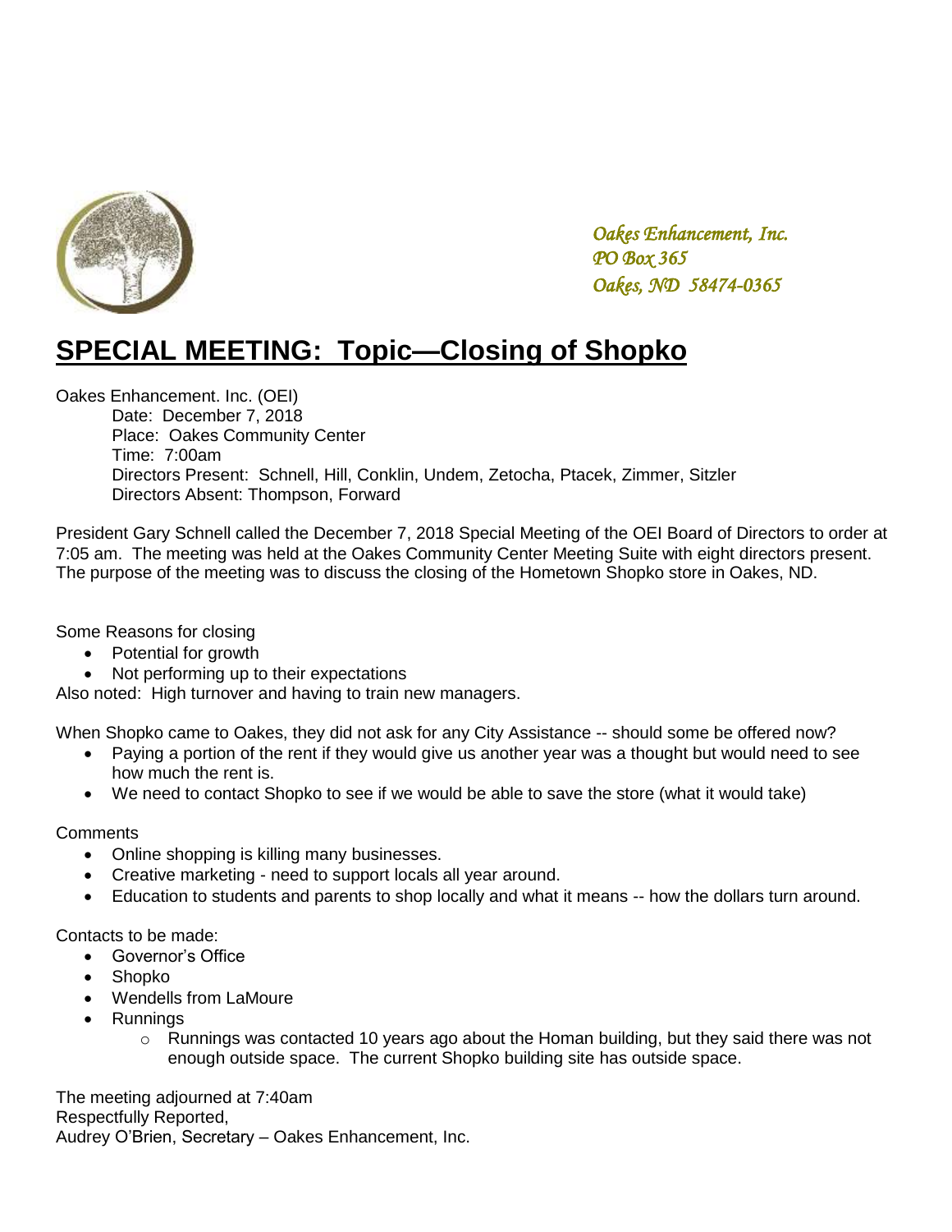*Oakes Enhancement, Inc.*
*PO Box 365*
*Oakes, ND 58474-0365*

# SPECIAL MEETING: Topic—Closing of Shopko

Oakes Enhancement. Inc. (OEI)

Date: December 7, 2018
Place: Oakes Community Center
Time: 7:00am
Directors Present: Schnell, Hill, Conklin, Undem, Zetocha, Ptacek, Zimmer, Sitzler
Directors Absent: Thompson, Forward

President Gary Schnell called the December 7, 2018 Special Meeting of the OEI Board of Directors to order at 7:05 am. The meeting was held at the Oakes Community Center Meeting Suite with eight directors present. The purpose of the meeting was to discuss the closing of the Hometown Shopko store in Oakes, ND.

Some Reasons for closing

- Potential for growth
- Not performing up to their expectations

Also noted: High turnover and having to train new managers.

When Shopko came to Oakes, they did not ask for any City Assistance -- should some be offered now?

- Paying a portion of the rent if they would give us another year was a thought but would need to see how much the rent is.
- We need to contact Shopko to see if we would be able to save the store (what it would take)

Comments

- Online shopping is killing many businesses.
- Creative marketing - need to support locals all year around.
- Education to students and parents to shop locally and what it means -- how the dollars turn around.

Contacts to be made:

- Governor's Office
- Shopko
- Wendells from LaMoure
- Runnings
  - Runnings was contacted 10 years ago about the Homan building, but they said there was not enough outside space. The current Shopko building site has outside space.

The meeting adjourned at 7:40am
Respectfully Reported,
Audrey O'Brien, Secretary – Oakes Enhancement, Inc.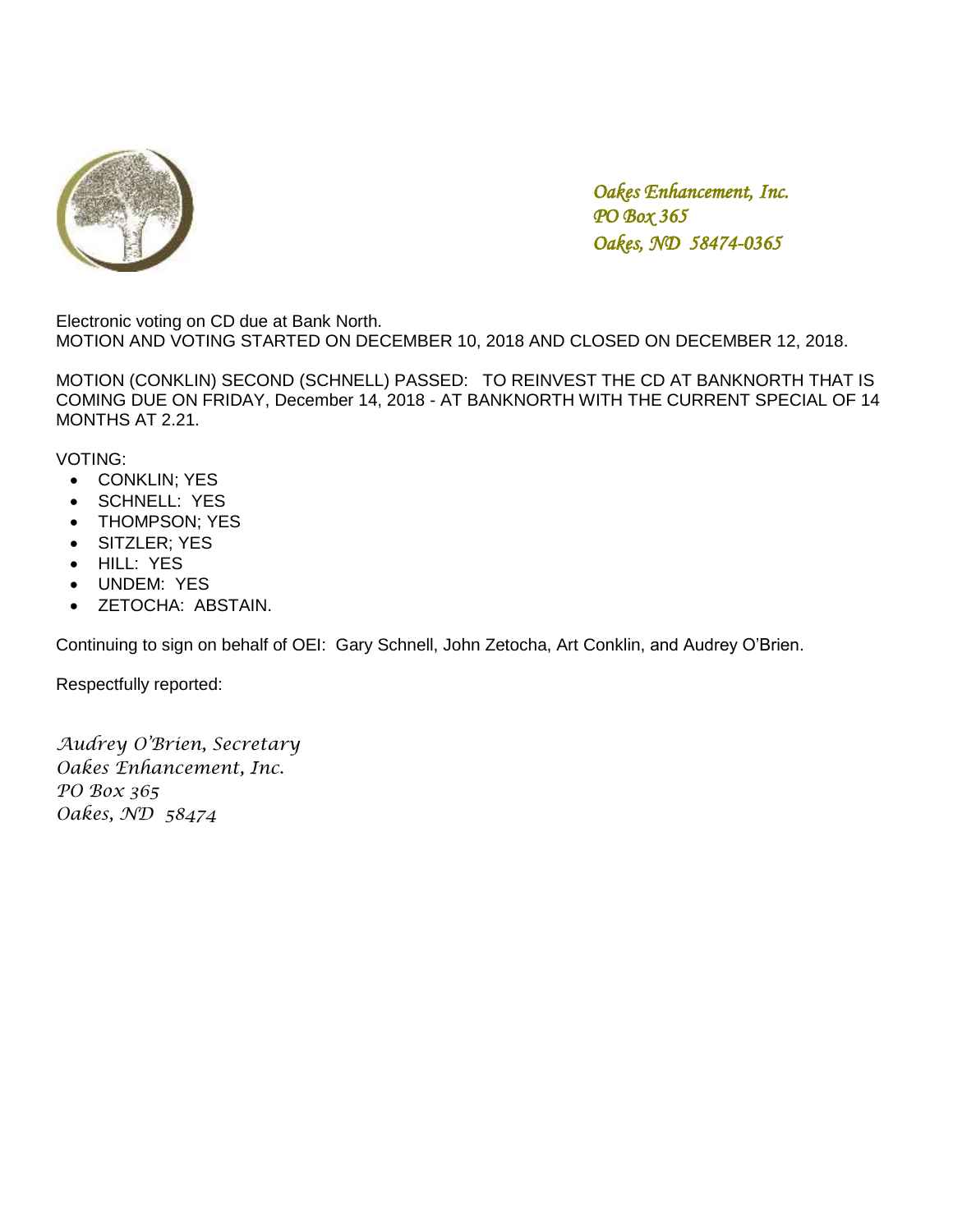*Oakes Enhancement, Inc.*
*PO Box 365*
*Oakes, ND 58474-0365*

Electronic voting on CD due at Bank North.
MOTION AND VOTING STARTED ON DECEMBER 10, 2018 AND CLOSED ON DECEMBER 12, 2018.

MOTION (CONKLIN) SECOND (SCHNELL) PASSED: TO REINVEST THE CD AT BANKNORTH THAT IS COMING DUE ON FRIDAY, December 14, 2018 - AT BANKNORTH WITH THE CURRENT SPECIAL OF 14 MONTHS AT 2.21.

VOTING:

- CONKLIN; YES
- SCHNELL: YES
- THOMPSON; YES
- SITZLER; YES
- HILL: YES
- UNDEM: YES
- ZETOCHA: ABSTAIN.

Continuing to sign on behalf of OEI: Gary Schnell, John Zetocha, Art Conklin, and Audrey O'Brien.

Respectfully reported:

*Audrey O'Brien, Secretary*
*Oakes Enhancement, Inc.*
*PO Box 365*
*Oakes, ND 58474*